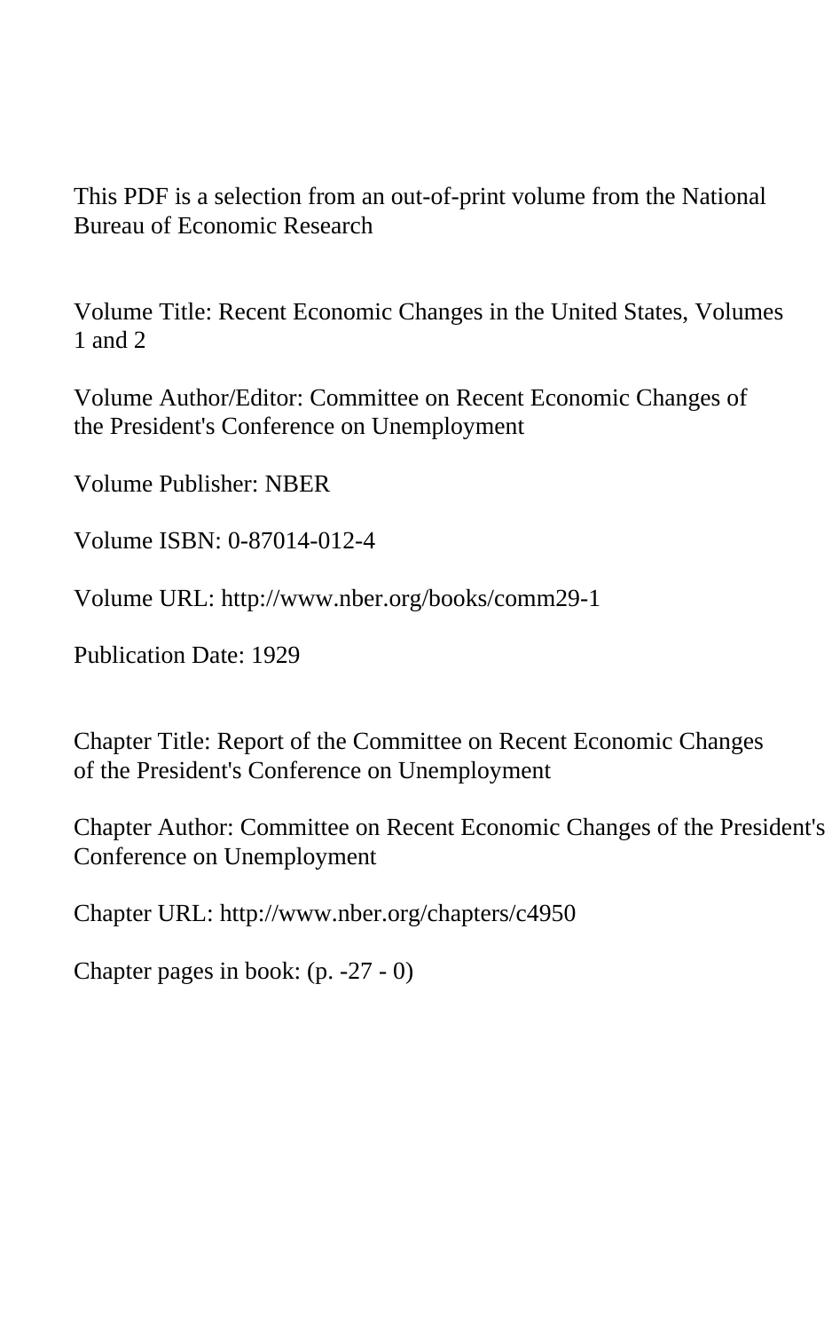This PDF is a selection from an out-of-print volume from the National Bureau of Economic Research

Volume Title: Recent Economic Changes in the United States, Volumes 1 and 2

Volume Author/Editor: Committee on Recent Economic Changes of the President's Conference on Unemployment

Volume Publisher: NBER

Volume ISBN: 0-87014-012-4

Volume URL: http://www.nber.org/books/comm29-1

Publication Date: 1929

Chapter Title: Report of the Committee on Recent Economic Changes of the President's Conference on Unemployment

Chapter Author: Committee on Recent Economic Changes of the President's Conference on Unemployment

Chapter URL: http://www.nber.org/chapters/c4950

Chapter pages in book: (p. -27 - 0)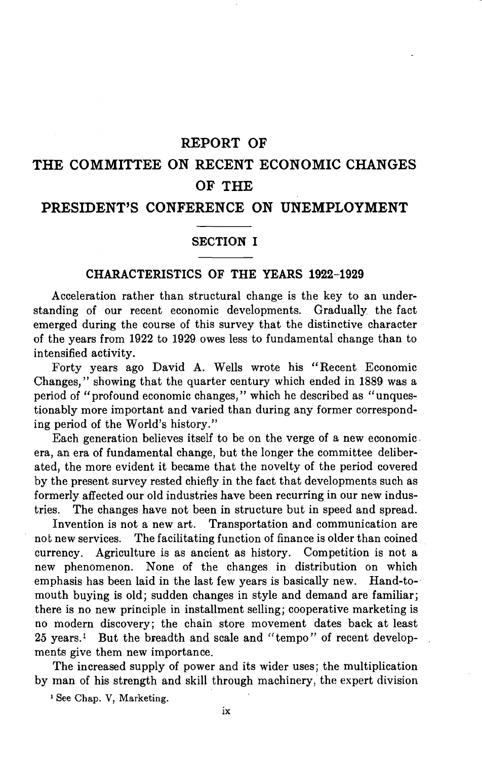# REPORT OF THE COMMITTEE ON RECENT ECONOMIC CHANGES OF THE PRESIDENT'S CONFERENCE ON UNEMPLOYMENT

## SECTION I

### CHARACTERISTICS OF THE YEARS 1922–1929

Acceleration rather than structural change is the key to an understanding of our recent economic developments. Gradually the fact emerged during the course of this survey that the distinctive character of the years from 1922 to 1929 owes less to fundamental change than to intensified activity.

Forty years ago David A. Wells wrote his "Recent Economic Changes," showing that the quarter century which ended in 1889 was a period of "profound economic changes," which he described as "unquestionably more important and varied than during any former corresponding period of the World's history."

Each generation believes itself to be on the verge of a new economic era, an era of fundamental change, but the longer the committee deliberated, the more evident it became that the novelty of the period covered by the present survey rested chiefly in the fact that developments such as formerly affected our old industries have been recurring in our new industries. The changes have not been in structure but in speed and spread.

Invention is not a new art. Transportation and communication are not new services. The facilitating function of finance is older than coined currency. Agriculture is as ancient as history. Competition is not a new phenomenon. None of the changes in distribution on which emphasis has been laid in the last few years is basically new. Hand-to-mouth buying is old; sudden changes in style and demand are familiar; there is no new principle in installment selling; cooperative marketing is no modern discovery; the chain store movement dates back at least 25 years.[1] But the breadth and scale and "tempo" of recent developments give them new importance.

The increased supply of power and its wider uses; the multiplication by man of his strength and skill through machinery, the expert division

[1] See Chap. V, Marketing.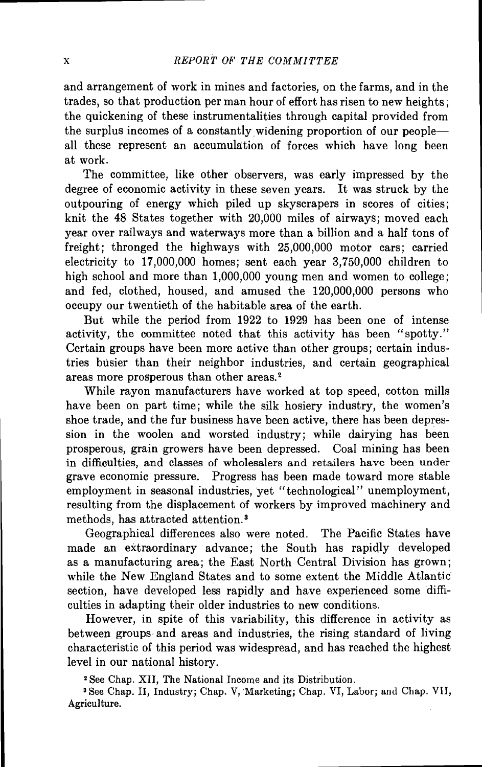and arrangement of work in mines and factories, on the farms, and in the trades, so that production per man hour of effort has risen to new heights; the quickening of these instrumentalities through capital provided from the surplus incomes of a constantly widening proportion of our people—all these represent an accumulation of forces which have long been at work.

The committee, like other observers, was early impressed by the degree of economic activity in these seven years. It was struck by the outpouring of energy which piled up skyscrapers in scores of cities; knit the 48 States together with 20,000 miles of airways; moved each year over railways and waterways more than a billion and a half tons of freight; thronged the highways with 25,000,000 motor cars; carried electricity to 17,000,000 homes; sent each year 3,750,000 children to high school and more than 1,000,000 young men and women to college; and fed, clothed, housed, and amused the 120,000,000 persons who occupy our twentieth of the habitable area of the earth.

But while the period from 1922 to 1929 has been one of intense activity, the committee noted that this activity has been "spotty." Certain groups have been more active than other groups; certain industries busier than their neighbor industries, and certain geographical areas more prosperous than other areas.[2]

While rayon manufacturers have worked at top speed, cotton mills have been on part time; while the silk hosiery industry, the women's shoe trade, and the fur business have been active, there has been depression in the woolen and worsted industry; while dairying has been prosperous, grain growers have been depressed. Coal mining has been in difficulties, and classes of wholesalers and retailers have been under grave economic pressure. Progress has been made toward more stable employment in seasonal industries, yet "technological" unemployment, resulting from the displacement of workers by improved machinery and methods, has attracted attention.[3]

Geographical differences also were noted. The Pacific States have made an extraordinary advance; the South has rapidly developed as a manufacturing area; the East North Central Division has grown; while the New England States and to some extent the Middle Atlantic section, have developed less rapidly and have experienced some difficulties in adapting their older industries to new conditions.

However, in spite of this variability, this difference in activity as between groups and areas and industries, the rising standard of living characteristic of this period was widespread, and has reached the highest level in our national history.

[2] See Chap. XII, The National Income and its Distribution.

[3] See Chap. II, Industry; Chap. V, Marketing; Chap. VI, Labor; and Chap. VII, Agriculture.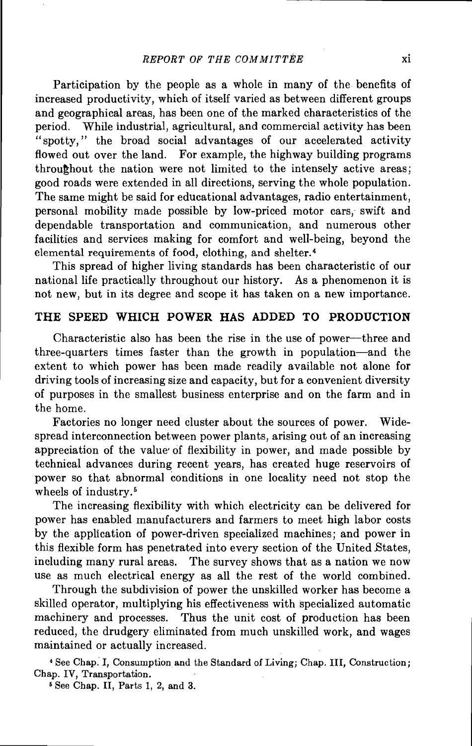Participation by the people as a whole in many of the benefits of increased productivity, which of itself varied as between different groups and geographical areas, has been one of the marked characteristics of the period. While industrial, agricultural, and commercial activity has been "spotty," the broad social advantages of our accelerated activity flowed out over the land. For example, the highway building programs throughout the nation were not limited to the intensely active areas; good roads were extended in all directions, serving the whole population. The same might be said for educational advantages, radio entertainment, personal mobility made possible by low-priced motor cars, swift and dependable transportation and communication, and numerous other facilities and services making for comfort and well-being, beyond the elemental requirements of food, clothing, and shelter.[4]

This spread of higher living standards has been characteristic of our national life practically throughout our history. As a phenomenon it is not new, but in its degree and scope it has taken on a new importance.

## THE SPEED WHICH POWER HAS ADDED TO PRODUCTION

Characteristic also has been the rise in the use of power—three and three-quarters times faster than the growth in population—and the extent to which power has been made readily available not alone for driving tools of increasing size and capacity, but for a convenient diversity of purposes in the smallest business enterprise and on the farm and in the home.

Factories no longer need cluster about the sources of power. Widespread interconnection between power plants, arising out of an increasing appreciation of the value of flexibility in power, and made possible by technical advances during recent years, has created huge reservoirs of power so that abnormal conditions in one locality need not stop the wheels of industry.[5]

The increasing flexibility with which electricity can be delivered for power has enabled manufacturers and farmers to meet high labor costs by the application of power-driven specialized machines; and power in this flexible form has penetrated into every section of the United States, including many rural areas. The survey shows that as a nation we now use as much electrical energy as all the rest of the world combined.

Through the subdivision of power the unskilled worker has become a skilled operator, multiplying his effectiveness with specialized automatic machinery and processes. Thus the unit cost of production has been reduced, the drudgery eliminated from much unskilled work, and wages maintained or actually increased.

[4] See Chap. I, Consumption and the Standard of Living; Chap. III, Construction; Chap. IV, Transportation.

[5] See Chap. II, Parts 1, 2, and 3.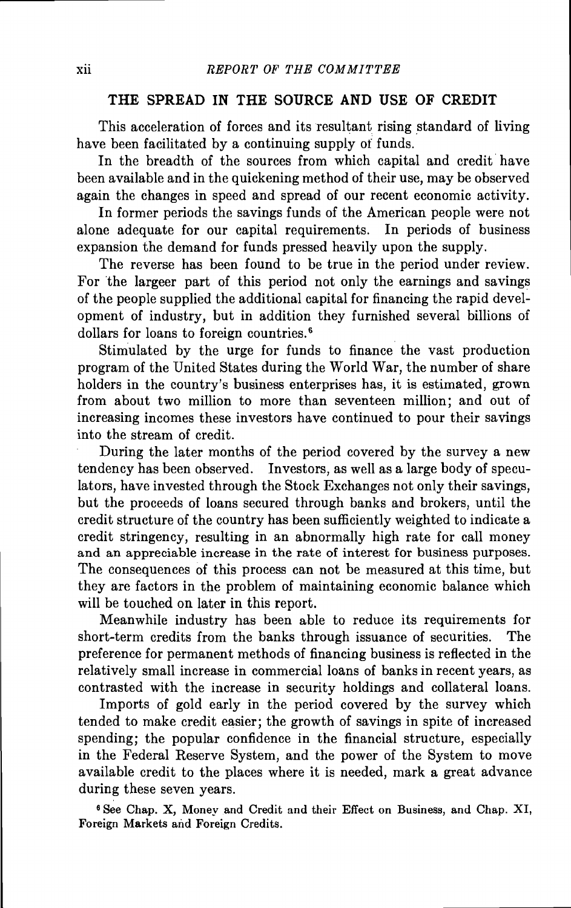## THE SPREAD IN THE SOURCE AND USE OF CREDIT

This acceleration of forces and its resultant rising standard of living have been facilitated by a continuing supply of funds.

In the breadth of the sources from which capital and credit have been available and in the quickening method of their use, may be observed again the changes in speed and spread of our recent economic activity.

In former periods the savings funds of the American people were not alone adequate for our capital requirements. In periods of business expansion the demand for funds pressed heavily upon the supply.

The reverse has been found to be true in the period under review. For the largeer part of this period not only the earnings and savings of the people supplied the additional capital for financing the rapid development of industry, but in addition they furnished several billions of dollars for loans to foreign countries.[6]

Stimulated by the urge for funds to finance the vast production program of the United States during the World War, the number of share holders in the country's business enterprises has, it is estimated, grown from about two million to more than seventeen million; and out of increasing incomes these investors have continued to pour their savings into the stream of credit.

During the later months of the period covered by the survey a new tendency has been observed. Investors, as well as a large body of speculators, have invested through the Stock Exchanges not only their savings, but the proceeds of loans secured through banks and brokers, until the credit structure of the country has been sufficiently weighted to indicate a credit stringency, resulting in an abnormally high rate for call money and an appreciable increase in the rate of interest for business purposes. The consequences of this process can not be measured at this time, but they are factors in the problem of maintaining economic balance which will be touched on later in this report.

Meanwhile industry has been able to reduce its requirements for short-term credits from the banks through issuance of securities. The preference for permanent methods of financing business is reflected in the relatively small increase in commercial loans of banks in recent years, as contrasted with the increase in security holdings and collateral loans.

Imports of gold early in the period covered by the survey which tended to make credit easier; the growth of savings in spite of increased spending; the popular confidence in the financial structure, especially in the Federal Reserve System, and the power of the System to move available credit to the places where it is needed, mark a great advance during these seven years.

[6] See Chap. X, Money and Credit and their Effect on Business, and Chap. XI, Foreign Markets and Foreign Credits.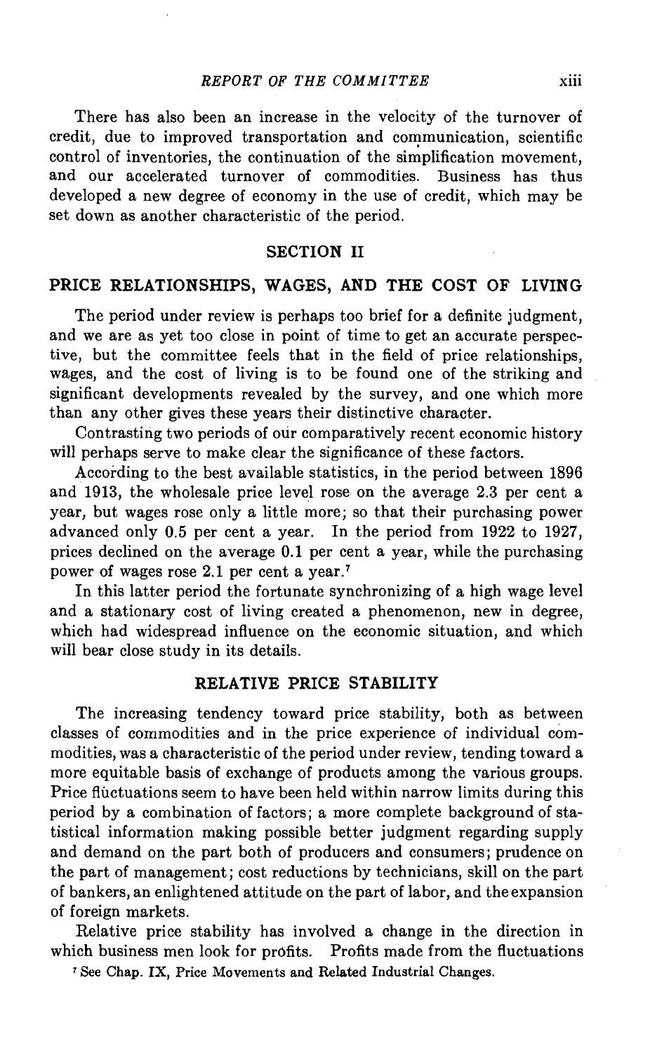There has also been an increase in the velocity of the turnover of credit, due to improved transportation and communication, scientific control of inventories, the continuation of the simplification movement, and our accelerated turnover of commodities. Business has thus developed a new degree of economy in the use of credit, which may be set down as another characteristic of the period.

## SECTION II

## PRICE RELATIONSHIPS, WAGES, AND THE COST OF LIVING

The period under review is perhaps too brief for a definite judgment, and we are as yet too close in point of time to get an accurate perspective, but the committee feels that in the field of price relationships, wages, and the cost of living is to be found one of the striking and significant developments revealed by the survey, and one which more than any other gives these years their distinctive character.

Contrasting two periods of our comparatively recent economic history will perhaps serve to make clear the significance of these factors.

According to the best available statistics, in the period between 1896 and 1913, the wholesale price level rose on the average 2.3 per cent a year, but wages rose only a little more; so that their purchasing power advanced only 0.5 per cent a year. In the period from 1922 to 1927, prices declined on the average 0.1 per cent a year, while the purchasing power of wages rose 2.1 per cent a year.[7]

In this latter period the fortunate synchronizing of a high wage level and a stationary cost of living created a phenomenon, new in degree, which had widespread influence on the economic situation, and which will bear close study in its details.

### RELATIVE PRICE STABILITY

The increasing tendency toward price stability, both as between classes of commodities and in the price experience of individual commodities, was a characteristic of the period under review, tending toward a more equitable basis of exchange of products among the various groups. Price fluctuations seem to have been held within narrow limits during this period by a combination of factors; a more complete background of statistical information making possible better judgment regarding supply and demand on the part both of producers and consumers; prudence on the part of management; cost reductions by technicians, skill on the part of bankers, an enlightened attitude on the part of labor, and the expansion of foreign markets.

Relative price stability has involved a change in the direction in which business men look for profits. Profits made from the fluctuations

[7] See Chap. IX, Price Movements and Related Industrial Changes.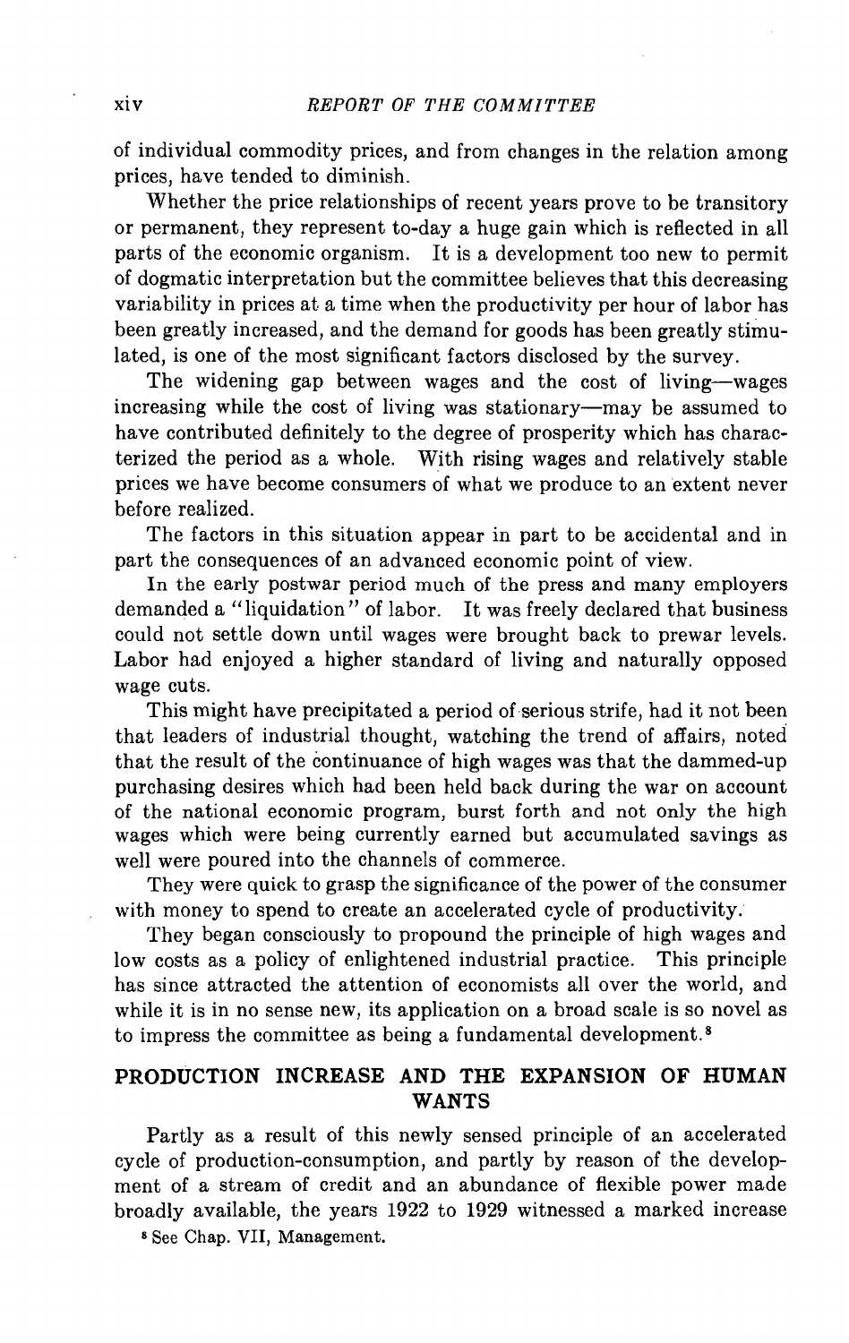of individual commodity prices, and from changes in the relation among prices, have tended to diminish.

Whether the price relationships of recent years prove to be transitory or permanent, they represent to-day a huge gain which is reflected in all parts of the economic organism. It is a development too new to permit of dogmatic interpretation but the committee believes that this decreasing variability in prices at a time when the productivity per hour of labor has been greatly increased, and the demand for goods has been greatly stimulated, is one of the most significant factors disclosed by the survey.

The widening gap between wages and the cost of living—wages increasing while the cost of living was stationary—may be assumed to have contributed definitely to the degree of prosperity which has characterized the period as a whole. With rising wages and relatively stable prices we have become consumers of what we produce to an extent never before realized.

The factors in this situation appear in part to be accidental and in part the consequences of an advanced economic point of view.

In the early postwar period much of the press and many employers demanded a "liquidation" of labor. It was freely declared that business could not settle down until wages were brought back to prewar levels. Labor had enjoyed a higher standard of living and naturally opposed wage cuts.

This might have precipitated a period of serious strife, had it not been that leaders of industrial thought, watching the trend of affairs, noted that the result of the continuance of high wages was that the dammed-up purchasing desires which had been held back during the war on account of the national economic program, burst forth and not only the high wages which were being currently earned but accumulated savings as well were poured into the channels of commerce.

They were quick to grasp the significance of the power of the consumer with money to spend to create an accelerated cycle of productivity.

They began consciously to propound the principle of high wages and low costs as a policy of enlightened industrial practice. This principle has since attracted the attention of economists all over the world, and while it is in no sense new, its application on a broad scale is so novel as to impress the committee as being a fundamental development.[8]

## PRODUCTION INCREASE AND THE EXPANSION OF HUMAN WANTS

Partly as a result of this newly sensed principle of an accelerated cycle of production-consumption, and partly by reason of the development of a stream of credit and an abundance of flexible power made broadly available, the years 1922 to 1929 witnessed a marked increase

[8] See Chap. VII, Management.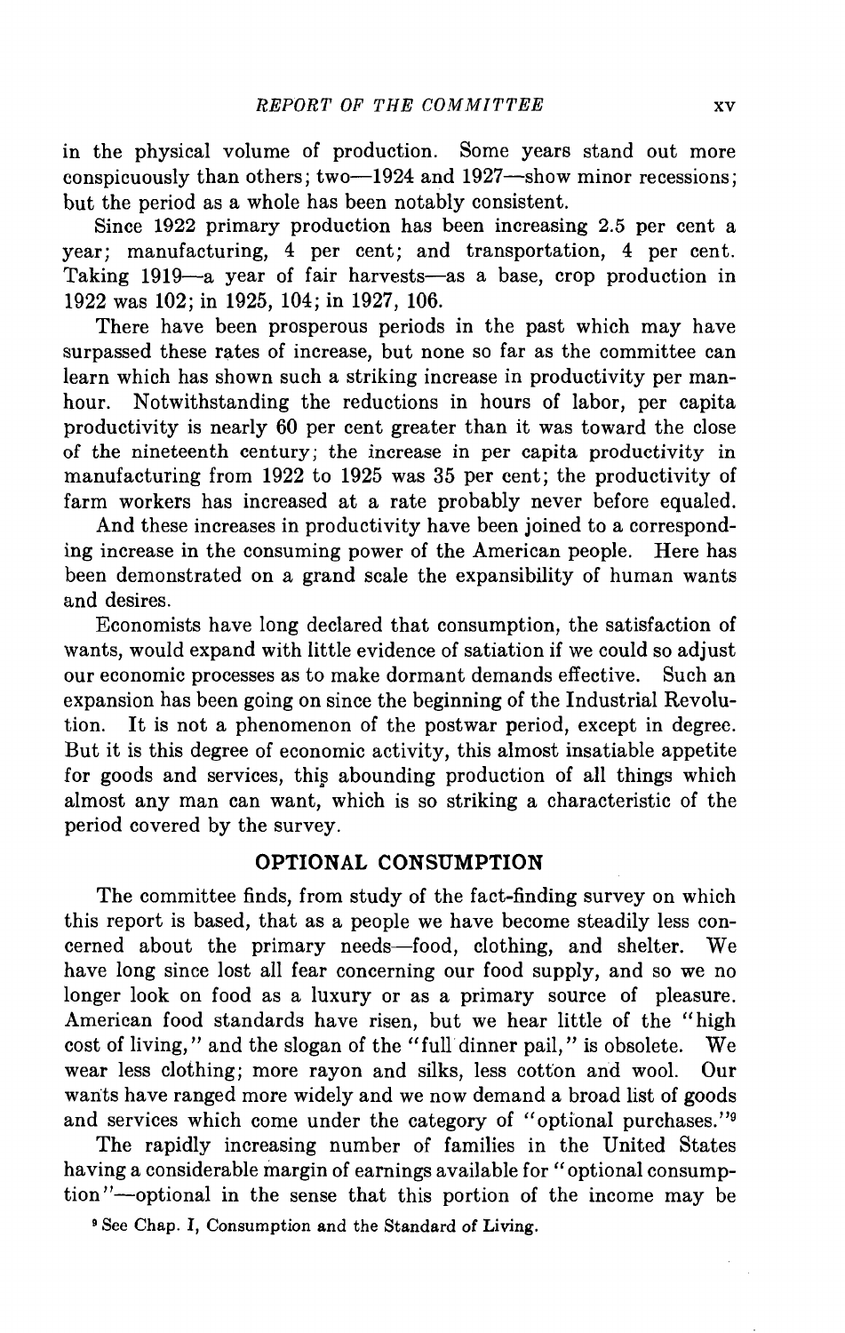in the physical volume of production. Some years stand out more conspicuously than others; two—1924 and 1927—show minor recessions; but the period as a whole has been notably consistent.

Since 1922 primary production has been increasing 2.5 per cent a year; manufacturing, 4 per cent; and transportation, 4 per cent. Taking 1919—a year of fair harvests—as a base, crop production in 1922 was 102; in 1925, 104; in 1927, 106.

There have been prosperous periods in the past which may have surpassed these rates of increase, but none so far as the committee can learn which has shown such a striking increase in productivity per man-hour. Notwithstanding the reductions in hours of labor, per capita productivity is nearly 60 per cent greater than it was toward the close of the nineteenth century; the increase in per capita productivity in manufacturing from 1922 to 1925 was 35 per cent; the productivity of farm workers has increased at a rate probably never before equaled.

And these increases in productivity have been joined to a corresponding increase in the consuming power of the American people. Here has been demonstrated on a grand scale the expansibility of human wants and desires.

Economists have long declared that consumption, the satisfaction of wants, would expand with little evidence of satiation if we could so adjust our economic processes as to make dormant demands effective. Such an expansion has been going on since the beginning of the Industrial Revolution. It is not a phenomenon of the postwar period, except in degree. But it is this degree of economic activity, this almost insatiable appetite for goods and services, this abounding production of all things which almost any man can want, which is so striking a characteristic of the period covered by the survey.

## OPTIONAL CONSUMPTION

The committee finds, from study of the fact-finding survey on which this report is based, that as a people we have become steadily less concerned about the primary needs—food, clothing, and shelter. We have long since lost all fear concerning our food supply, and so we no longer look on food as a luxury or as a primary source of pleasure. American food standards have risen, but we hear little of the "high cost of living," and the slogan of the "full dinner pail," is obsolete. We wear less clothing; more rayon and silks, less cotton and wool. Our wants have ranged more widely and we now demand a broad list of goods and services which come under the category of "optional purchases."[9]

The rapidly increasing number of families in the United States having a considerable margin of earnings available for "optional consumption"—optional in the sense that this portion of the income may be

[9] See Chap. I, Consumption and the Standard of Living.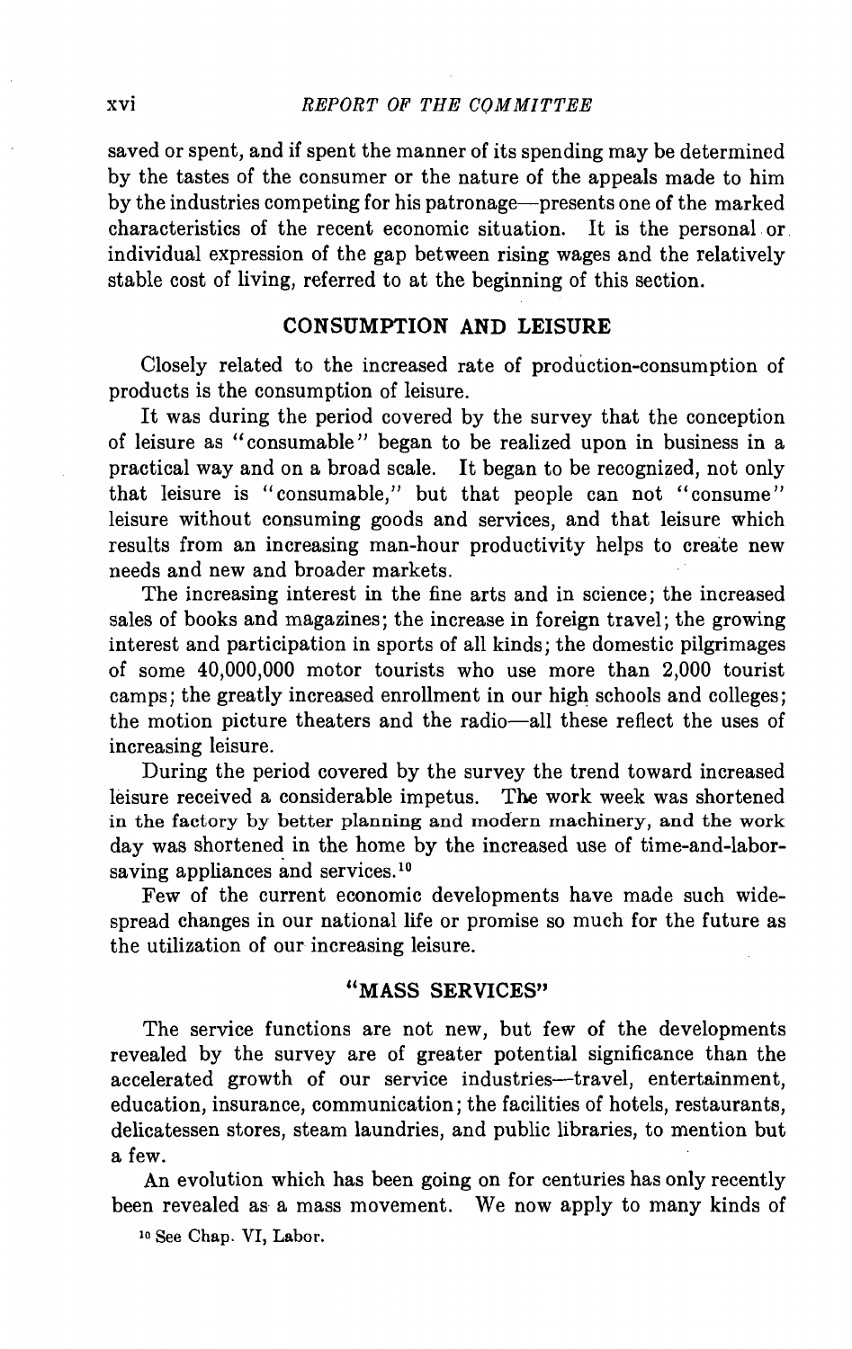saved or spent, and if spent the manner of its spending may be determined by the tastes of the consumer or the nature of the appeals made to him by the industries competing for his patronage—presents one of the marked characteristics of the recent economic situation. It is the personal or individual expression of the gap between rising wages and the relatively stable cost of living, referred to at the beginning of this section.

## CONSUMPTION AND LEISURE

Closely related to the increased rate of production-consumption of products is the consumption of leisure.

It was during the period covered by the survey that the conception of leisure as "consumable" began to be realized upon in business in a practical way and on a broad scale. It began to be recognized, not only that leisure is "consumable," but that people can not "consume" leisure without consuming goods and services, and that leisure which results from an increasing man-hour productivity helps to create new needs and new and broader markets.

The increasing interest in the fine arts and in science; the increased sales of books and magazines; the increase in foreign travel; the growing interest and participation in sports of all kinds; the domestic pilgrimages of some 40,000,000 motor tourists who use more than 2,000 tourist camps; the greatly increased enrollment in our high schools and colleges; the motion picture theaters and the radio—all these reflect the uses of increasing leisure.

During the period covered by the survey the trend toward increased leisure received a considerable impetus. The work week was shortened in the factory by better planning and modern machinery, and the work day was shortened in the home by the increased use of time-and-labor-saving appliances and services.[10]

Few of the current economic developments have made such widespread changes in our national life or promise so much for the future as the utilization of our increasing leisure.

## "MASS SERVICES"

The service functions are not new, but few of the developments revealed by the survey are of greater potential significance than the accelerated growth of our service industries—travel, entertainment, education, insurance, communication; the facilities of hotels, restaurants, delicatessen stores, steam laundries, and public libraries, to mention but a few.

An evolution which has been going on for centuries has only recently been revealed as a mass movement. We now apply to many kinds of

[10] See Chap. VI, Labor.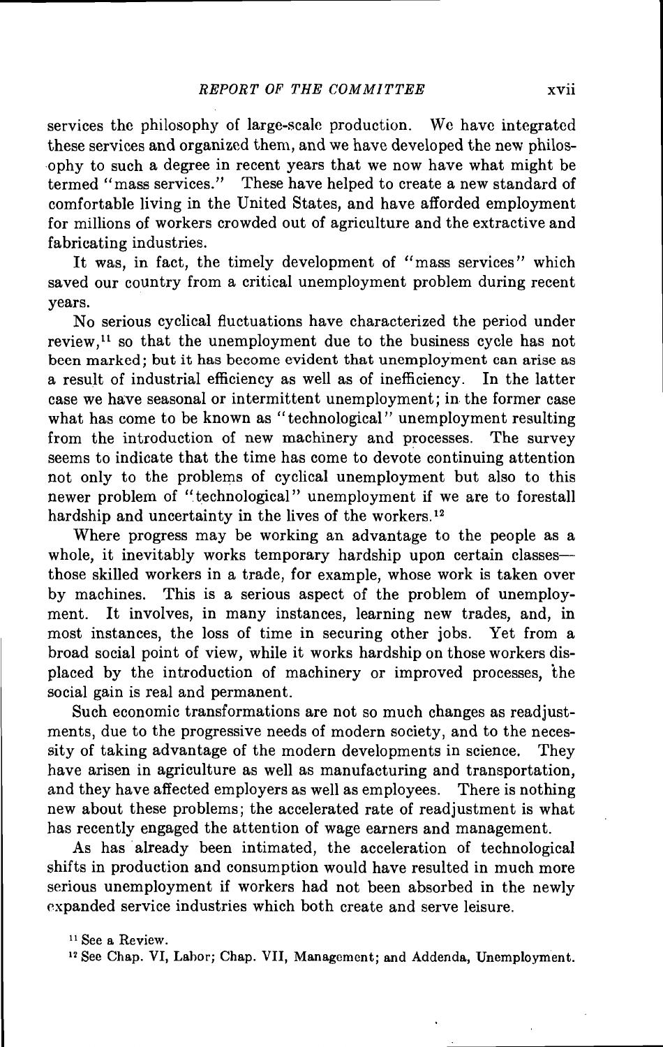services the philosophy of large-scale production. We have integrated these services and organized them, and we have developed the new philosophy to such a degree in recent years that we now have what might be termed "mass services." These have helped to create a new standard of comfortable living in the United States, and have afforded employment for millions of workers crowded out of agriculture and the extractive and fabricating industries.

It was, in fact, the timely development of "mass services" which saved our country from a critical unemployment problem during recent years.

No serious cyclical fluctuations have characterized the period under review,[11] so that the unemployment due to the business cycle has not been marked; but it has become evident that unemployment can arise as a result of industrial efficiency as well as of inefficiency. In the latter case we have seasonal or intermittent unemployment; in the former case what has come to be known as "technological" unemployment resulting from the introduction of new machinery and processes. The survey seems to indicate that the time has come to devote continuing attention not only to the problems of cyclical unemployment but also to this newer problem of "technological" unemployment if we are to forestall hardship and uncertainty in the lives of the workers.[12]

Where progress may be working an advantage to the people as a whole, it inevitably works temporary hardship upon certain classes—those skilled workers in a trade, for example, whose work is taken over by machines. This is a serious aspect of the problem of unemployment. It involves, in many instances, learning new trades, and, in most instances, the loss of time in securing other jobs. Yet from a broad social point of view, while it works hardship on those workers displaced by the introduction of machinery or improved processes, the social gain is real and permanent.

Such economic transformations are not so much changes as readjustments, due to the progressive needs of modern society, and to the necessity of taking advantage of the modern developments in science. They have arisen in agriculture as well as manufacturing and transportation, and they have affected employers as well as employees. There is nothing new about these problems; the accelerated rate of readjustment is what has recently engaged the attention of wage earners and management.

As has already been intimated, the acceleration of technological shifts in production and consumption would have resulted in much more serious unemployment if workers had not been absorbed in the newly expanded service industries which both create and serve leisure.

[11] See a Review.

[12] See Chap. VI, Labor; Chap. VII, Management; and Addenda, Unemployment.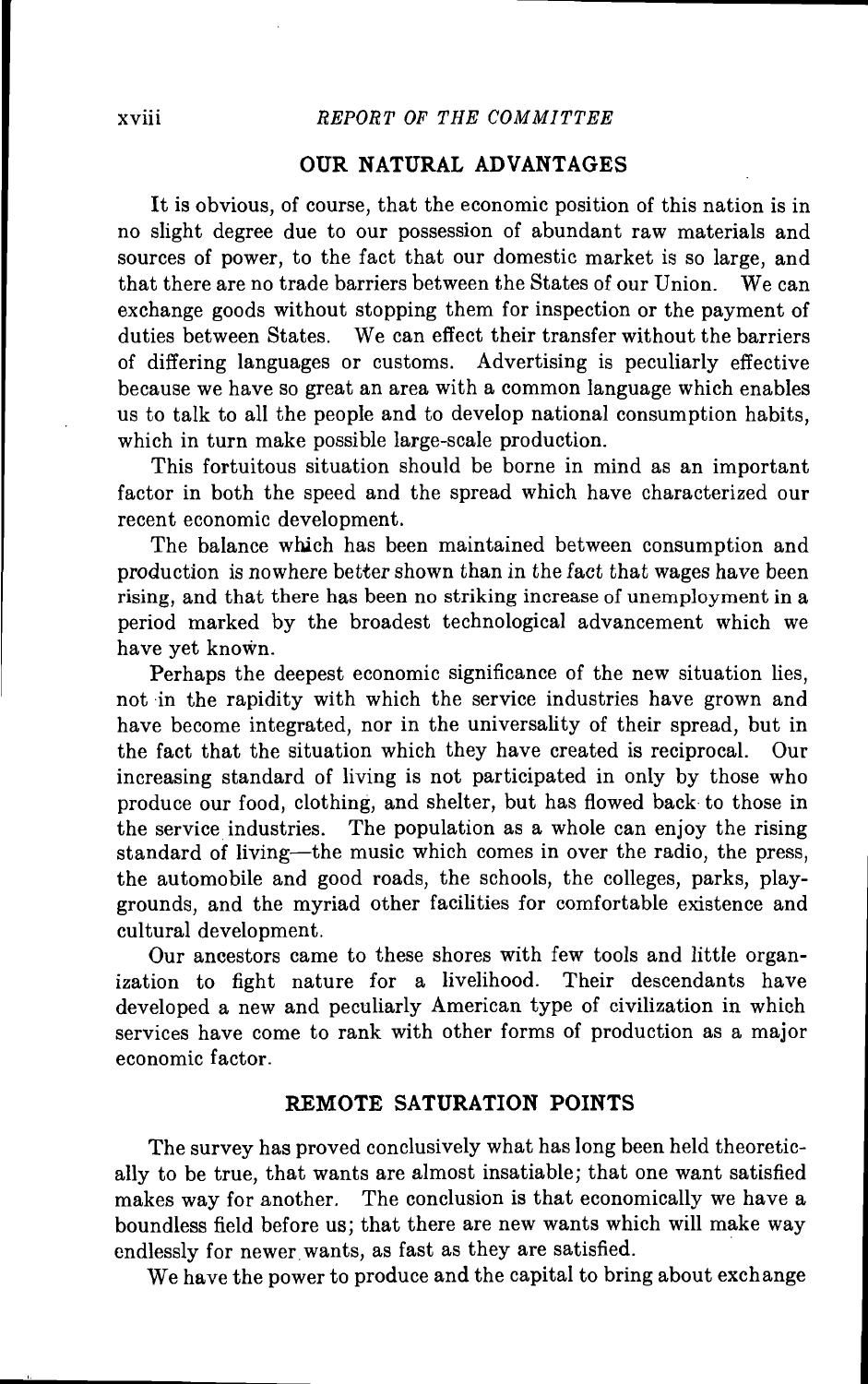## OUR NATURAL ADVANTAGES

It is obvious, of course, that the economic position of this nation is in no slight degree due to our possession of abundant raw materials and sources of power, to the fact that our domestic market is so large, and that there are no trade barriers between the States of our Union. We can exchange goods without stopping them for inspection or the payment of duties between States. We can effect their transfer without the barriers of differing languages or customs. Advertising is peculiarly effective because we have so great an area with a common language which enables us to talk to all the people and to develop national consumption habits, which in turn make possible large-scale production.

This fortuitous situation should be borne in mind as an important factor in both the speed and the spread which have characterized our recent economic development.

The balance which has been maintained between consumption and production is nowhere better shown than in the fact that wages have been rising, and that there has been no striking increase of unemployment in a period marked by the broadest technological advancement which we have yet known.

Perhaps the deepest economic significance of the new situation lies, not in the rapidity with which the service industries have grown and have become integrated, nor in the universality of their spread, but in the fact that the situation which they have created is reciprocal. Our increasing standard of living is not participated in only by those who produce our food, clothing, and shelter, but has flowed back to those in the service industries. The population as a whole can enjoy the rising standard of living—the music which comes in over the radio, the press, the automobile and good roads, the schools, the colleges, parks, playgrounds, and the myriad other facilities for comfortable existence and cultural development.

Our ancestors came to these shores with few tools and little organization to fight nature for a livelihood. Their descendants have developed a new and peculiarly American type of civilization in which services have come to rank with other forms of production as a major economic factor.

## REMOTE SATURATION POINTS

The survey has proved conclusively what has long been held theoretically to be true, that wants are almost insatiable; that one want satisfied makes way for another. The conclusion is that economically we have a boundless field before us; that there are new wants which will make way endlessly for newer wants, as fast as they are satisfied.

We have the power to produce and the capital to bring about exchange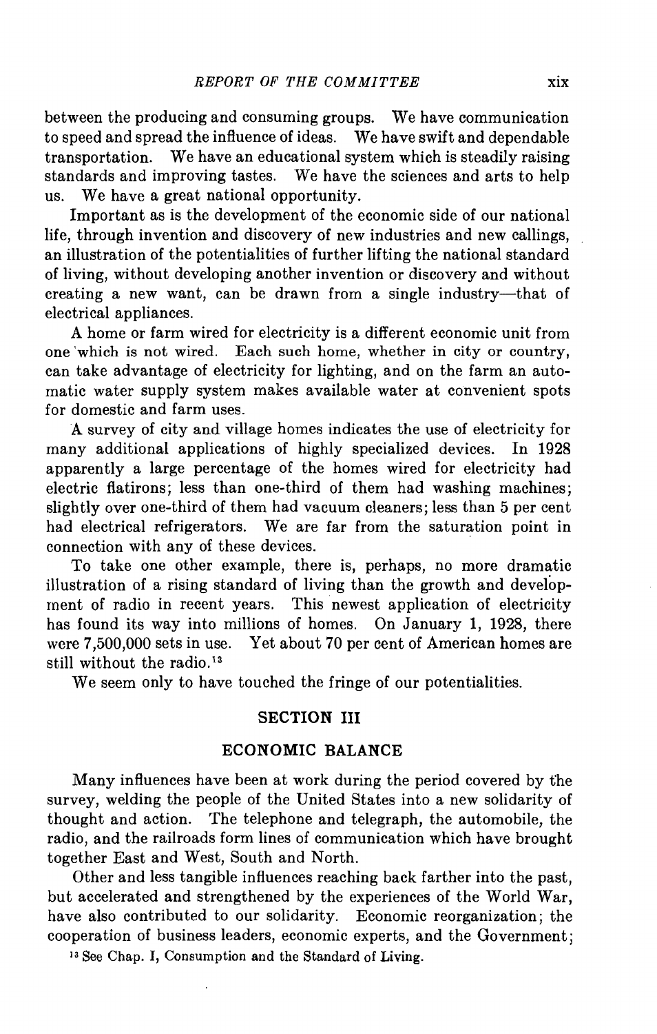between the producing and consuming groups. We have communication to speed and spread the influence of ideas. We have swift and dependable transportation. We have an educational system which is steadily raising standards and improving tastes. We have the sciences and arts to help us. We have a great national opportunity.

Important as is the development of the economic side of our national life, through invention and discovery of new industries and new callings, an illustration of the potentialities of further lifting the national standard of living, without developing another invention or discovery and without creating a new want, can be drawn from a single industry—that of electrical appliances.

A home or farm wired for electricity is a different economic unit from one which is not wired. Each such home, whether in city or country, can take advantage of electricity for lighting, and on the farm an automatic water supply system makes available water at convenient spots for domestic and farm uses.

A survey of city and village homes indicates the use of electricity for many additional applications of highly specialized devices. In 1928 apparently a large percentage of the homes wired for electricity had electric flatirons; less than one-third of them had washing machines; slightly over one-third of them had vacuum cleaners; less than 5 per cent had electrical refrigerators. We are far from the saturation point in connection with any of these devices.

To take one other example, there is, perhaps, no more dramatic illustration of a rising standard of living than the growth and development of radio in recent years. This newest application of electricity has found its way into millions of homes. On January 1, 1928, there were 7,500,000 sets in use. Yet about 70 per cent of American homes are still without the radio.[13]

We seem only to have touched the fringe of our potentialities.

## SECTION III

## ECONOMIC BALANCE

Many influences have been at work during the period covered by the survey, welding the people of the United States into a new solidarity of thought and action. The telephone and telegraph, the automobile, the radio, and the railroads form lines of communication which have brought together East and West, South and North.

Other and less tangible influences reaching back farther into the past, but accelerated and strengthened by the experiences of the World War, have also contributed to our solidarity. Economic reorganization; the cooperation of business leaders, economic experts, and the Government;

[13] See Chap. I, Consumption and the Standard of Living.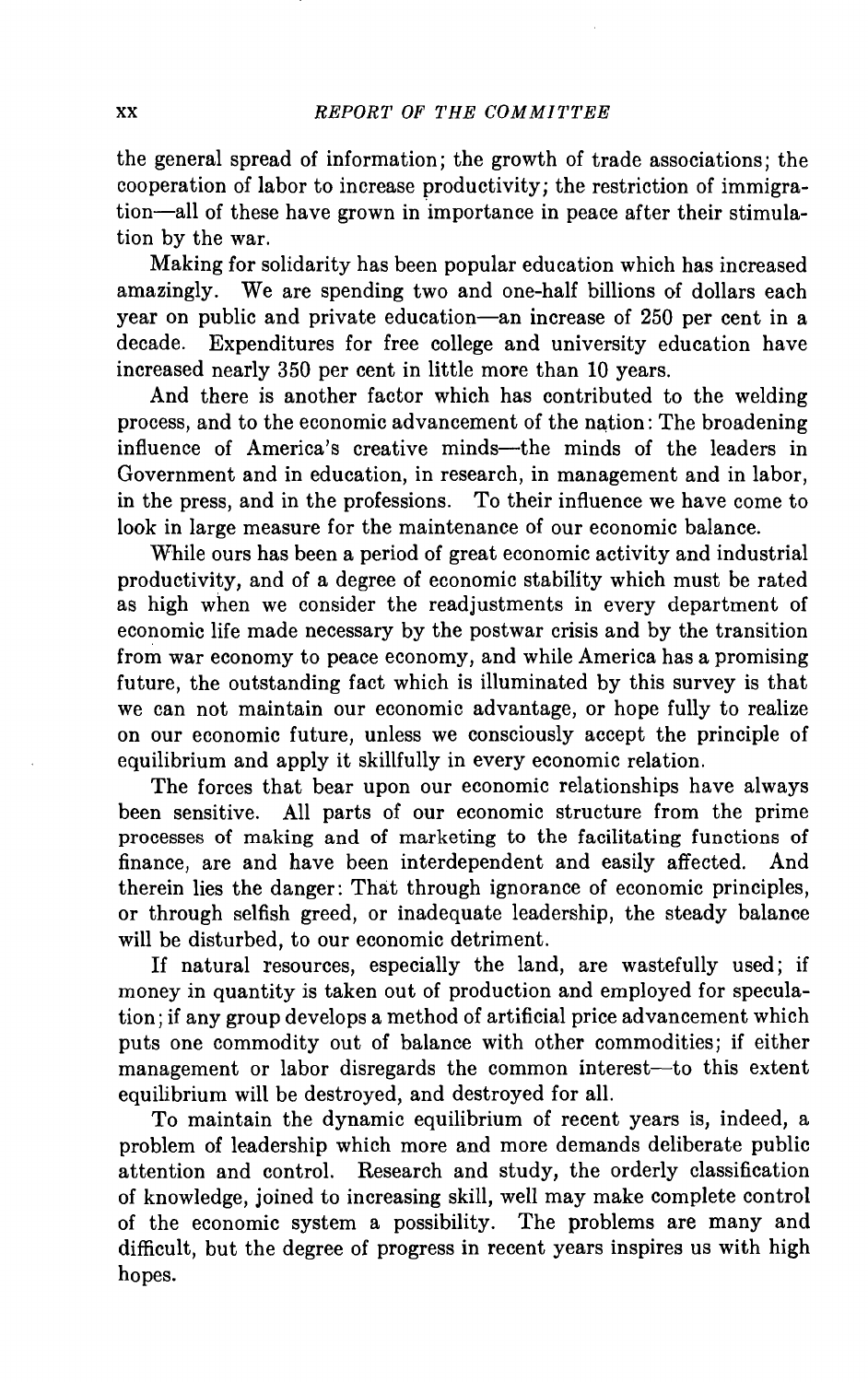the general spread of information; the growth of trade associations; the cooperation of labor to increase productivity; the restriction of immigration—all of these have grown in importance in peace after their stimulation by the war.

Making for solidarity has been popular education which has increased amazingly. We are spending two and one-half billions of dollars each year on public and private education—an increase of 250 per cent in a decade. Expenditures for free college and university education have increased nearly 350 per cent in little more than 10 years.

And there is another factor which has contributed to the welding process, and to the economic advancement of the nation: The broadening influence of America's creative minds—the minds of the leaders in Government and in education, in research, in management and in labor, in the press, and in the professions. To their influence we have come to look in large measure for the maintenance of our economic balance.

While ours has been a period of great economic activity and industrial productivity, and of a degree of economic stability which must be rated as high when we consider the readjustments in every department of economic life made necessary by the postwar crisis and by the transition from war economy to peace economy, and while America has a promising future, the outstanding fact which is illuminated by this survey is that we can not maintain our economic advantage, or hope fully to realize on our economic future, unless we consciously accept the principle of equilibrium and apply it skillfully in every economic relation.

The forces that bear upon our economic relationships have always been sensitive. All parts of our economic structure from the prime processes of making and of marketing to the facilitating functions of finance, are and have been interdependent and easily affected. And therein lies the danger: That through ignorance of economic principles, or through selfish greed, or inadequate leadership, the steady balance will be disturbed, to our economic detriment.

If natural resources, especially the land, are wastefully used; if money in quantity is taken out of production and employed for speculation; if any group develops a method of artificial price advancement which puts one commodity out of balance with other commodities; if either management or labor disregards the common interest—to this extent equilibrium will be destroyed, and destroyed for all.

To maintain the dynamic equilibrium of recent years is, indeed, a problem of leadership which more and more demands deliberate public attention and control. Research and study, the orderly classification of knowledge, joined to increasing skill, well may make complete control of the economic system a possibility. The problems are many and difficult, but the degree of progress in recent years inspires us with high hopes.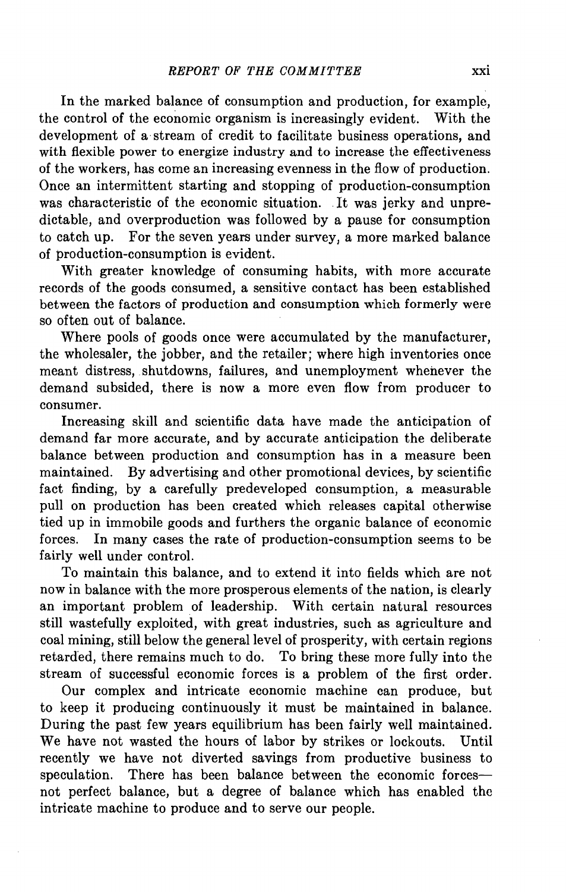In the marked balance of consumption and production, for example, the control of the economic organism is increasingly evident. With the development of a stream of credit to facilitate business operations, and with flexible power to energize industry and to increase the effectiveness of the workers, has come an increasing evenness in the flow of production. Once an intermittent starting and stopping of production-consumption was characteristic of the economic situation. It was jerky and unpredictable, and overproduction was followed by a pause for consumption to catch up. For the seven years under survey, a more marked balance of production-consumption is evident.

With greater knowledge of consuming habits, with more accurate records of the goods consumed, a sensitive contact has been established between the factors of production and consumption which formerly were so often out of balance.

Where pools of goods once were accumulated by the manufacturer, the wholesaler, the jobber, and the retailer; where high inventories once meant distress, shutdowns, failures, and unemployment whenever the demand subsided, there is now a more even flow from producer to consumer.

Increasing skill and scientific data have made the anticipation of demand far more accurate, and by accurate anticipation the deliberate balance between production and consumption has in a measure been maintained. By advertising and other promotional devices, by scientific fact finding, by a carefully predeveloped consumption, a measurable pull on production has been created which releases capital otherwise tied up in immobile goods and furthers the organic balance of economic forces. In many cases the rate of production-consumption seems to be fairly well under control.

To maintain this balance, and to extend it into fields which are not now in balance with the more prosperous elements of the nation, is clearly an important problem of leadership. With certain natural resources still wastefully exploited, with great industries, such as agriculture and coal mining, still below the general level of prosperity, with certain regions retarded, there remains much to do. To bring these more fully into the stream of successful economic forces is a problem of the first order.

Our complex and intricate economic machine can produce, but to keep it producing continuously it must be maintained in balance. During the past few years equilibrium has been fairly well maintained. We have not wasted the hours of labor by strikes or lockouts. Until recently we have not diverted savings from productive business to speculation. There has been balance between the economic forces—not perfect balance, but a degree of balance which has enabled the intricate machine to produce and to serve our people.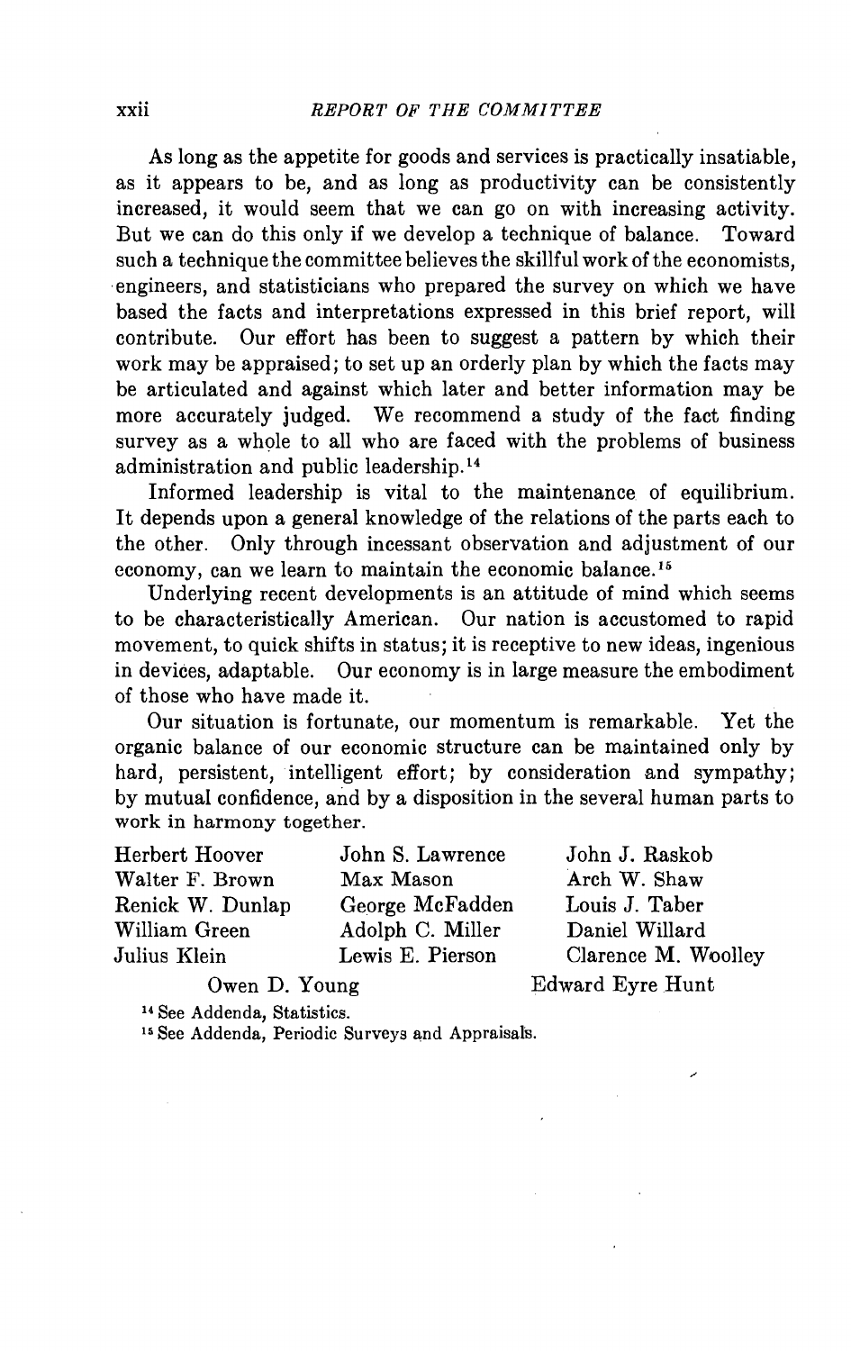As long as the appetite for goods and services is practically insatiable, as it appears to be, and as long as productivity can be consistently increased, it would seem that we can go on with increasing activity. But we can do this only if we develop a technique of balance. Toward such a technique the committee believes the skillful work of the economists, engineers, and statisticians who prepared the survey on which we have based the facts and interpretations expressed in this brief report, will contribute. Our effort has been to suggest a pattern by which their work may be appraised; to set up an orderly plan by which the facts may be articulated and against which later and better information may be more accurately judged. We recommend a study of the fact finding survey as a whole to all who are faced with the problems of business administration and public leadership.[14]

Informed leadership is vital to the maintenance of equilibrium. It depends upon a general knowledge of the relations of the parts each to the other. Only through incessant observation and adjustment of our economy, can we learn to maintain the economic balance.[15]

Underlying recent developments is an attitude of mind which seems to be characteristically American. Our nation is accustomed to rapid movement, to quick shifts in status; it is receptive to new ideas, ingenious in devices, adaptable. Our economy is in large measure the embodiment of those who have made it.

Our situation is fortunate, our momentum is remarkable. Yet the organic balance of our economic structure can be maintained only by hard, persistent, intelligent effort; by consideration and sympathy; by mutual confidence, and by a disposition in the several human parts to work in harmony together.

Herbert Hoover
Walter F. Brown
Renick W. Dunlap
William Green
Julius Klein
John S. Lawrence
Max Mason
George McFadden
Adolph C. Miller
Lewis E. Pierson
John J. Raskob
Arch W. Shaw
Louis J. Taber
Daniel Willard
Clarence M. Woolley
Owen D. Young
Edward Eyre Hunt

[14] See Addenda, Statistics.

[15] See Addenda, Periodic Surveys and Appraisals.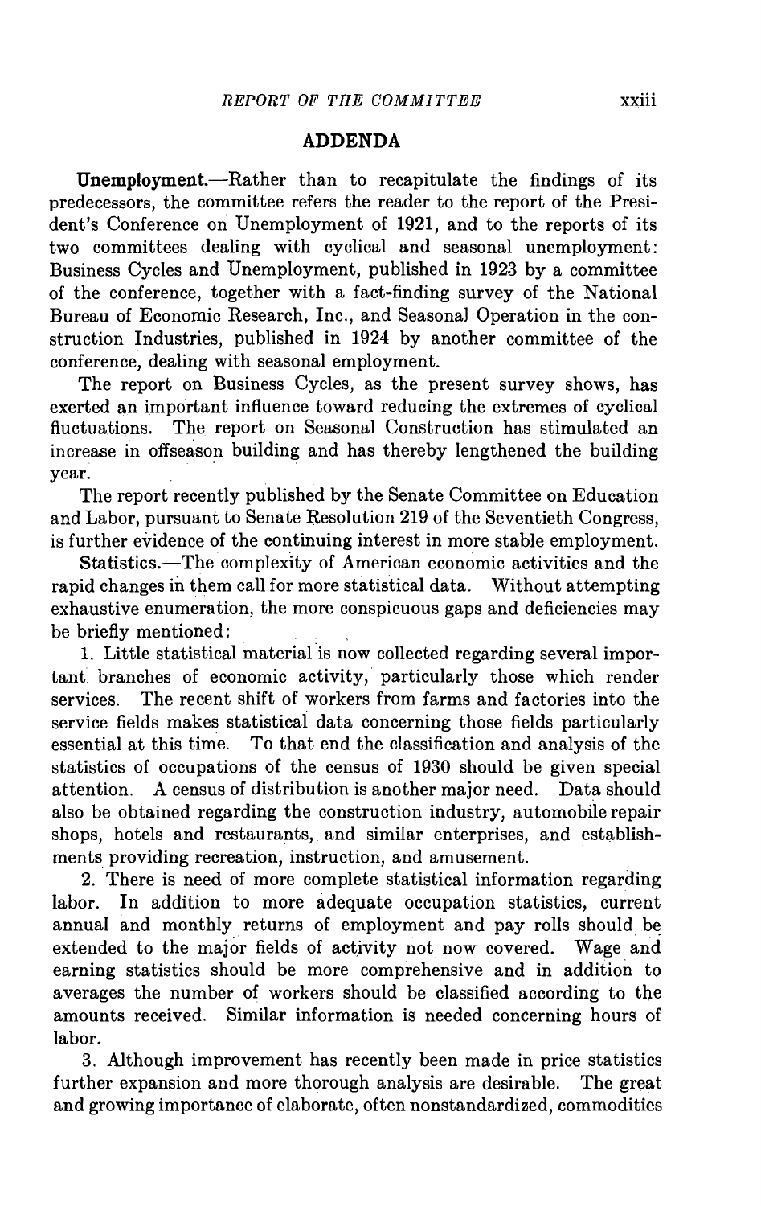## ADDENDA

**Unemployment.**—Rather than to recapitulate the findings of its predecessors, the committee refers the reader to the report of the President's Conference on Unemployment of 1921, and to the reports of its two committees dealing with cyclical and seasonal unemployment: Business Cycles and Unemployment, published in 1923 by a committee of the conference, together with a fact-finding survey of the National Bureau of Economic Research, Inc., and Seasonal Operation in the construction Industries, published in 1924 by another committee of the conference, dealing with seasonal employment.

The report on Business Cycles, as the present survey shows, has exerted an important influence toward reducing the extremes of cyclical fluctuations. The report on Seasonal Construction has stimulated an increase in offseason building and has thereby lengthened the building year.

The report recently published by the Senate Committee on Education and Labor, pursuant to Senate Resolution 219 of the Seventieth Congress, is further evidence of the continuing interest in more stable employment.

**Statistics.**—The complexity of American economic activities and the rapid changes in them call for more statistical data. Without attempting exhaustive enumeration, the more conspicuous gaps and deficiencies may be briefly mentioned:

1. Little statistical material is now collected regarding several important branches of economic activity, particularly those which render services. The recent shift of workers from farms and factories into the service fields makes statistical data concerning those fields particularly essential at this time. To that end the classification and analysis of the statistics of occupations of the census of 1930 should be given special attention. A census of distribution is another major need. Data should also be obtained regarding the construction industry, automobile repair shops, hotels and restaurants, and similar enterprises, and establishments providing recreation, instruction, and amusement.

2. There is need of more complete statistical information regarding labor. In addition to more adequate occupation statistics, current annual and monthly returns of employment and pay rolls should be extended to the major fields of activity not now covered. Wage and earning statistics should be more comprehensive and in addition to averages the number of workers should be classified according to the amounts received. Similar information is needed concerning hours of labor.

3. Although improvement has recently been made in price statistics further expansion and more thorough analysis are desirable. The great and growing importance of elaborate, often nonstandardized, commodities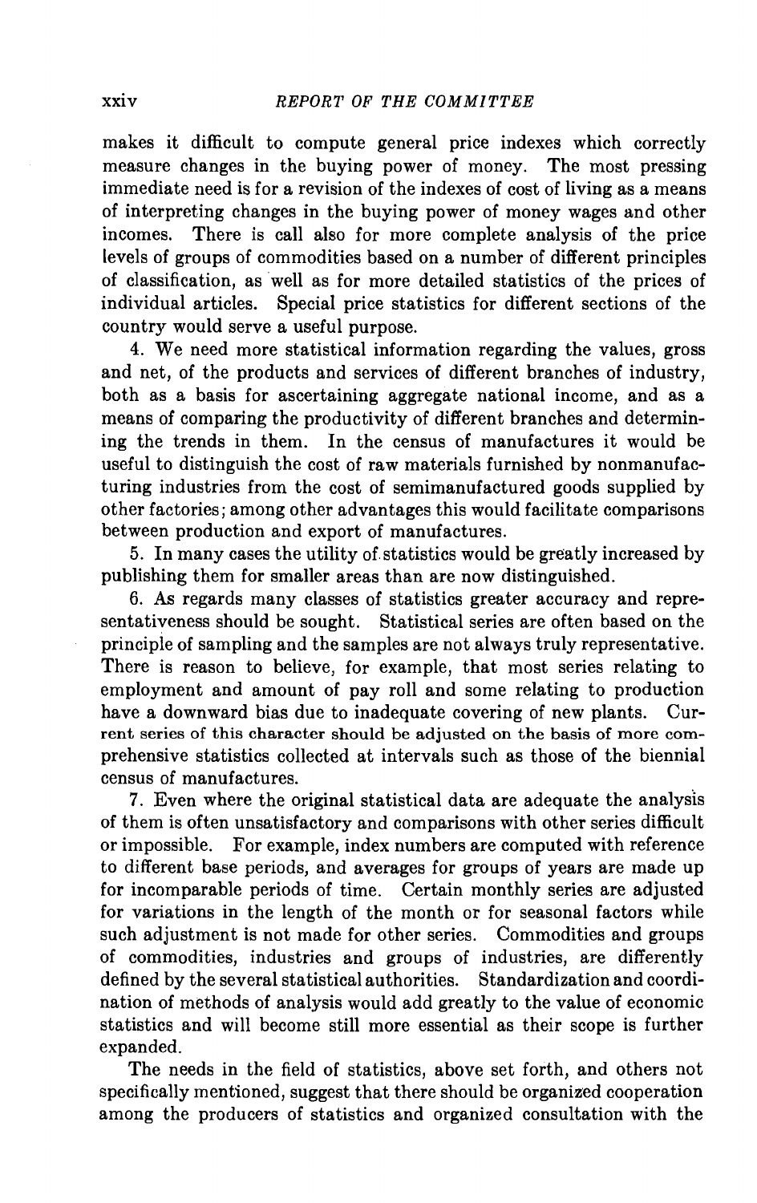makes it difficult to compute general price indexes which correctly measure changes in the buying power of money. The most pressing immediate need is for a revision of the indexes of cost of living as a means of interpreting changes in the buying power of money wages and other incomes. There is call also for more complete analysis of the price levels of groups of commodities based on a number of different principles of classification, as well as for more detailed statistics of the prices of individual articles. Special price statistics for different sections of the country would serve a useful purpose.

4. We need more statistical information regarding the values, gross and net, of the products and services of different branches of industry, both as a basis for ascertaining aggregate national income, and as a means of comparing the productivity of different branches and determining the trends in them. In the census of manufactures it would be useful to distinguish the cost of raw materials furnished by nonmanufacturing industries from the cost of semimanufactured goods supplied by other factories; among other advantages this would facilitate comparisons between production and export of manufactures.

5. In many cases the utility of statistics would be greatly increased by publishing them for smaller areas than are now distinguished.

6. As regards many classes of statistics greater accuracy and representativeness should be sought. Statistical series are often based on the principle of sampling and the samples are not always truly representative. There is reason to believe, for example, that most series relating to employment and amount of pay roll and some relating to production have a downward bias due to inadequate covering of new plants. Current series of this character should be adjusted on the basis of more comprehensive statistics collected at intervals such as those of the biennial census of manufactures.

7. Even where the original statistical data are adequate the analysis of them is often unsatisfactory and comparisons with other series difficult or impossible. For example, index numbers are computed with reference to different base periods, and averages for groups of years are made up for incomparable periods of time. Certain monthly series are adjusted for variations in the length of the month or for seasonal factors while such adjustment is not made for other series. Commodities and groups of commodities, industries and groups of industries, are differently defined by the several statistical authorities. Standardization and coordination of methods of analysis would add greatly to the value of economic statistics and will become still more essential as their scope is further expanded.

The needs in the field of statistics, above set forth, and others not specifically mentioned, suggest that there should be organized cooperation among the producers of statistics and organized consultation with the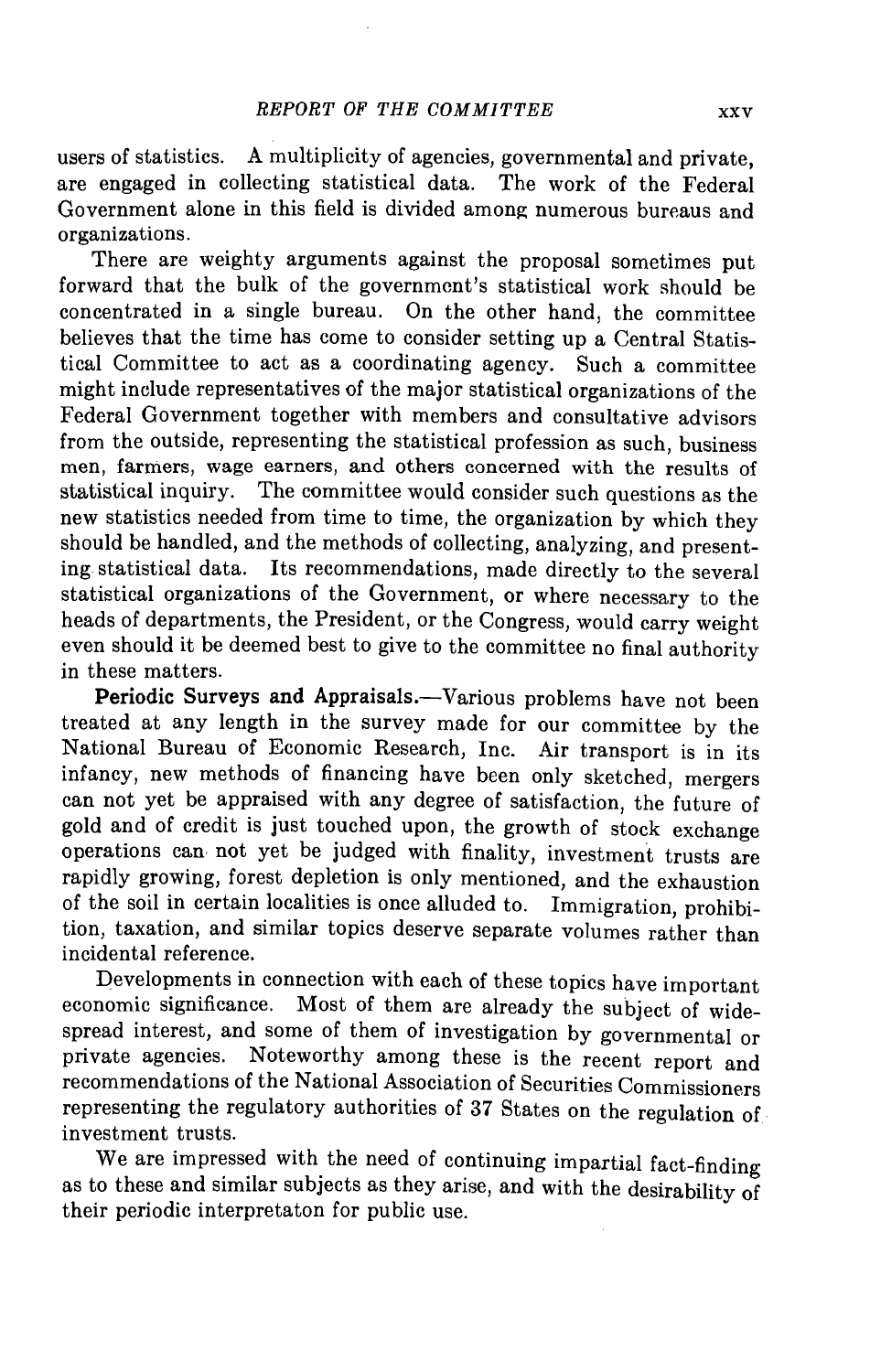users of statistics. A multiplicity of agencies, governmental and private, are engaged in collecting statistical data. The work of the Federal Government alone in this field is divided among numerous bureaus and organizations.

There are weighty arguments against the proposal sometimes put forward that the bulk of the government's statistical work should be concentrated in a single bureau. On the other hand, the committee believes that the time has come to consider setting up a Central Statistical Committee to act as a coordinating agency. Such a committee might include representatives of the major statistical organizations of the Federal Government together with members and consultative advisors from the outside, representing the statistical profession as such, business men, farmers, wage earners, and others concerned with the results of statistical inquiry. The committee would consider such questions as the new statistics needed from time to time, the organization by which they should be handled, and the methods of collecting, analyzing, and presenting statistical data. Its recommendations, made directly to the several statistical organizations of the Government, or where necessary to the heads of departments, the President, or the Congress, would carry weight even should it be deemed best to give to the committee no final authority in these matters.

**Periodic Surveys and Appraisals.**—Various problems have not been treated at any length in the survey made for our committee by the National Bureau of Economic Research, Inc. Air transport is in its infancy, new methods of financing have been only sketched, mergers can not yet be appraised with any degree of satisfaction, the future of gold and of credit is just touched upon, the growth of stock exchange operations can not yet be judged with finality, investment trusts are rapidly growing, forest depletion is only mentioned, and the exhaustion of the soil in certain localities is once alluded to. Immigration, prohibition, taxation, and similar topics deserve separate volumes rather than incidental reference.

Developments in connection with each of these topics have important economic significance. Most of them are already the subject of widespread interest, and some of them of investigation by governmental or private agencies. Noteworthy among these is the recent report and recommendations of the National Association of Securities Commissioners representing the regulatory authorities of 37 States on the regulation of investment trusts.

We are impressed with the need of continuing impartial fact-finding as to these and similar subjects as they arise, and with the desirability of their periodic interpretaton for public use.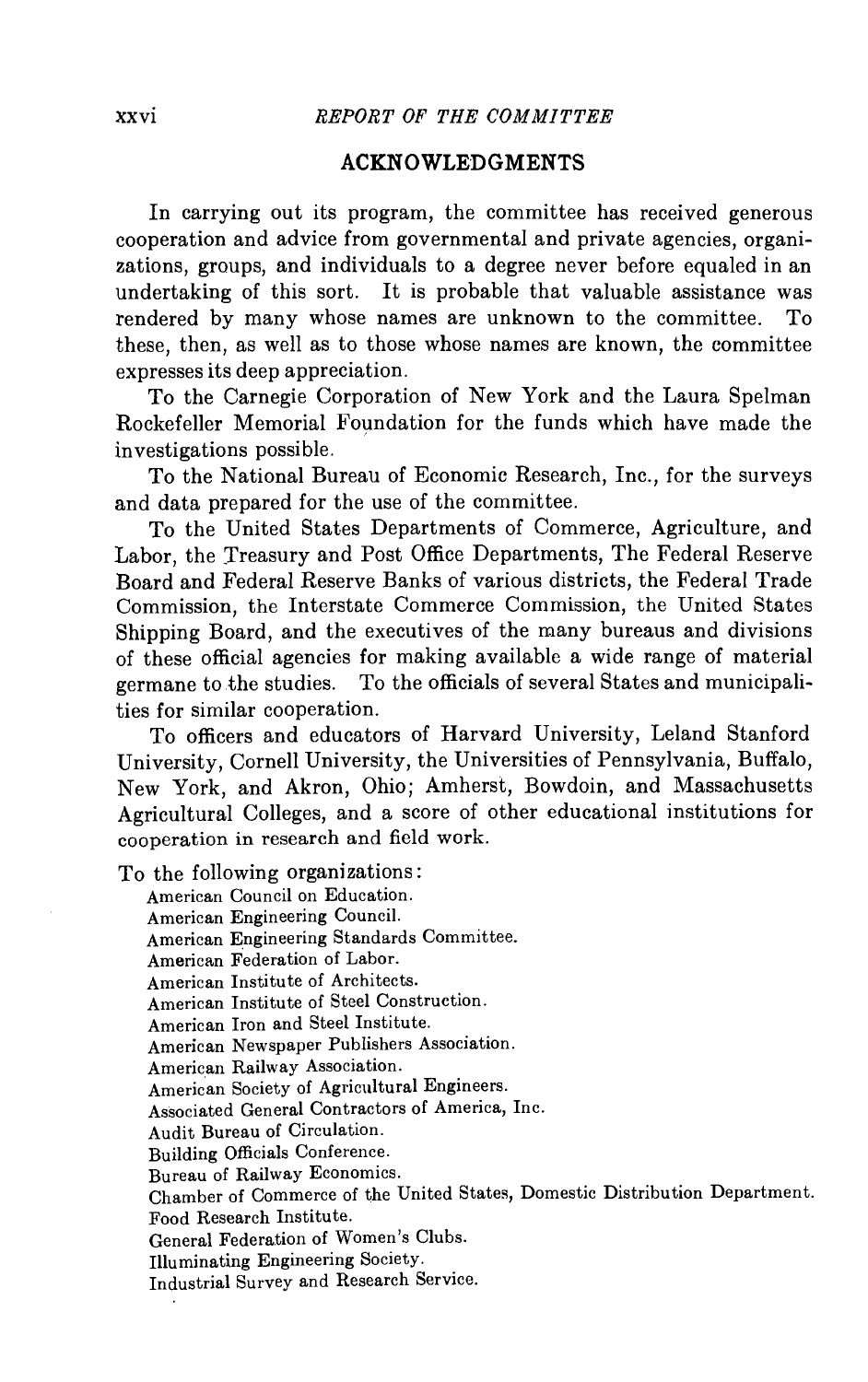## ACKNOWLEDGMENTS

In carrying out its program, the committee has received generous cooperation and advice from governmental and private agencies, organizations, groups, and individuals to a degree never before equaled in an undertaking of this sort. It is probable that valuable assistance was rendered by many whose names are unknown to the committee. To these, then, as well as to those whose names are known, the committee expresses its deep appreciation.

To the Carnegie Corporation of New York and the Laura Spelman Rockefeller Memorial Foundation for the funds which have made the investigations possible.

To the National Bureau of Economic Research, Inc., for the surveys and data prepared for the use of the committee.

To the United States Departments of Commerce, Agriculture, and Labor, the Treasury and Post Office Departments, The Federal Reserve Board and Federal Reserve Banks of various districts, the Federal Trade Commission, the Interstate Commerce Commission, the United States Shipping Board, and the executives of the many bureaus and divisions of these official agencies for making available a wide range of material germane to the studies. To the officials of several States and municipalities for similar cooperation.

To officers and educators of Harvard University, Leland Stanford University, Cornell University, the Universities of Pennsylvania, Buffalo, New York, and Akron, Ohio; Amherst, Bowdoin, and Massachusetts Agricultural Colleges, and a score of other educational institutions for cooperation in research and field work.

To the following organizations:

American Council on Education.
American Engineering Council.
American Engineering Standards Committee.
American Federation of Labor.
American Institute of Architects.
American Institute of Steel Construction.
American Iron and Steel Institute.
American Newspaper Publishers Association.
American Railway Association.
American Society of Agricultural Engineers.
Associated General Contractors of America, Inc.
Audit Bureau of Circulation.
Building Officials Conference.
Bureau of Railway Economics.
Chamber of Commerce of the United States, Domestic Distribution Department.
Food Research Institute.
General Federation of Women's Clubs.
Illuminating Engineering Society.
Industrial Survey and Research Service.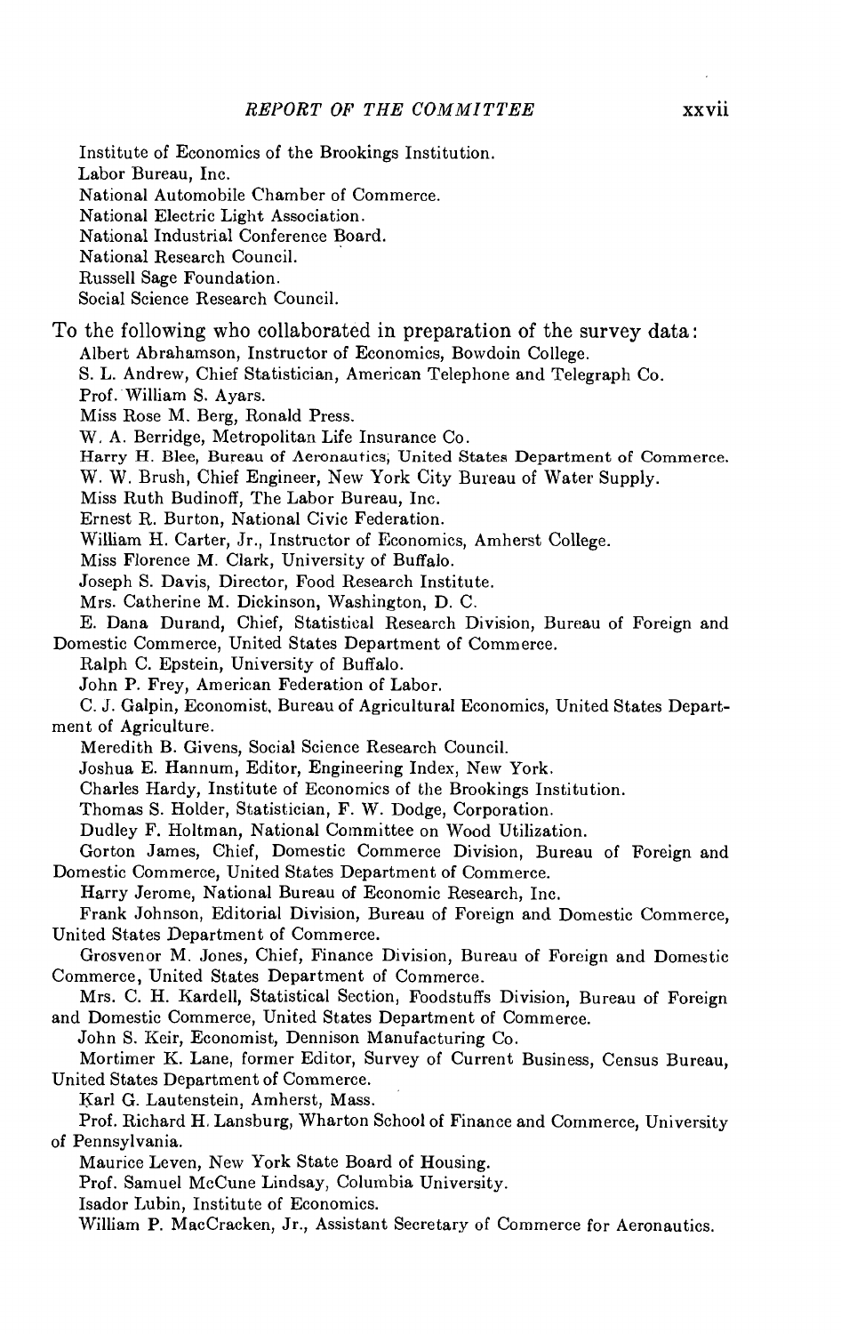Institute of Economics of the Brookings Institution.
Labor Bureau, Inc.
National Automobile Chamber of Commerce.
National Electric Light Association.
National Industrial Conference Board.
National Research Council.
Russell Sage Foundation.
Social Science Research Council.

To the following who collaborated in preparation of the survey data:

Albert Abrahamson, Instructor of Economics, Bowdoin College.
S. L. Andrew, Chief Statistician, American Telephone and Telegraph Co.
Prof. William S. Ayars.
Miss Rose M. Berg, Ronald Press.
W. A. Berridge, Metropolitan Life Insurance Co.
Harry H. Blee, Bureau of Aeronautics, United States Department of Commerce.
W. W. Brush, Chief Engineer, New York City Bureau of Water Supply.
Miss Ruth Budinoff, The Labor Bureau, Inc.
Ernest R. Burton, National Civic Federation.
William H. Carter, Jr., Instructor of Economics, Amherst College.
Miss Florence M. Clark, University of Buffalo.
Joseph S. Davis, Director, Food Research Institute.
Mrs. Catherine M. Dickinson, Washington, D. C.
E. Dana Durand, Chief, Statistical Research Division, Bureau of Foreign and Domestic Commerce, United States Department of Commerce.
Ralph C. Epstein, University of Buffalo.
John P. Frey, American Federation of Labor.
C. J. Galpin, Economist, Bureau of Agricultural Economics, United States Department of Agriculture.
Meredith B. Givens, Social Science Research Council.
Joshua E. Hannum, Editor, Engineering Index, New York.
Charles Hardy, Institute of Economics of the Brookings Institution.
Thomas S. Holder, Statistician, F. W. Dodge, Corporation.
Dudley F. Holtman, National Committee on Wood Utilization.
Gorton James, Chief, Domestic Commerce Division, Bureau of Foreign and Domestic Commerce, United States Department of Commerce.
Harry Jerome, National Bureau of Economic Research, Inc.
Frank Johnson, Editorial Division, Bureau of Foreign and Domestic Commerce, United States Department of Commerce.
Grosvenor M. Jones, Chief, Finance Division, Bureau of Foreign and Domestic Commerce, United States Department of Commerce.
Mrs. C. H. Kardell, Statistical Section, Foodstuffs Division, Bureau of Foreign and Domestic Commerce, United States Department of Commerce.
John S. Keir, Economist, Dennison Manufacturing Co.
Mortimer K. Lane, former Editor, Survey of Current Business, Census Bureau, United States Department of Commerce.
Karl G. Lautenstein, Amherst, Mass.
Prof. Richard H. Lansburg, Wharton School of Finance and Commerce, University of Pennsylvania.
Maurice Leven, New York State Board of Housing.
Prof. Samuel McCune Lindsay, Columbia University.
Isador Lubin, Institute of Economics.
William P. MacCracken, Jr., Assistant Secretary of Commerce for Aeronautics.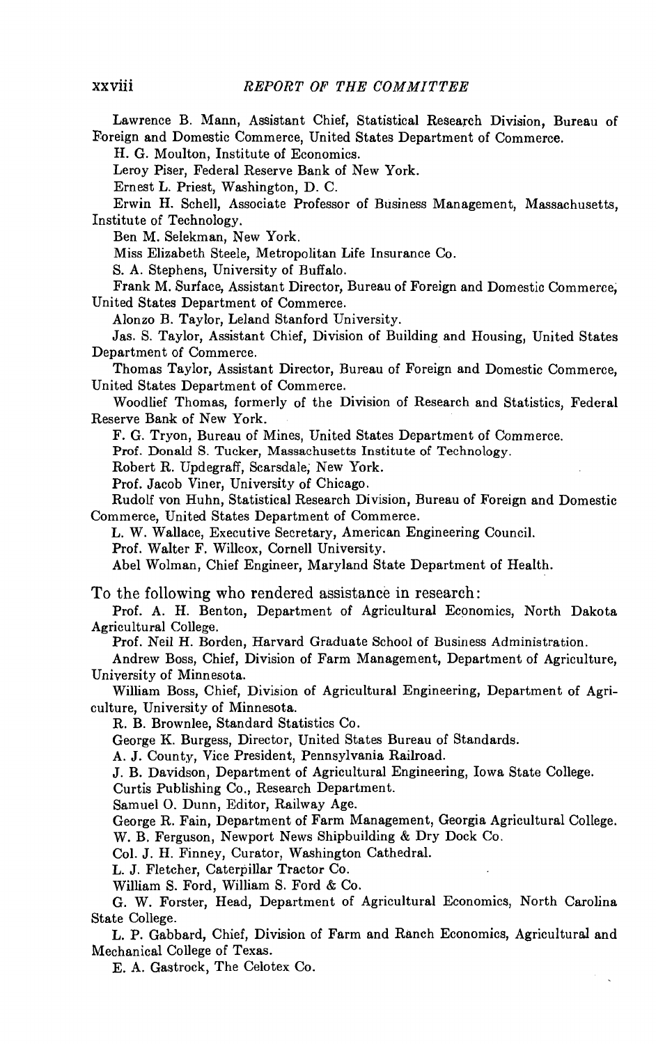Lawrence B. Mann, Assistant Chief, Statistical Research Division, Bureau of Foreign and Domestic Commerce, United States Department of Commerce.

H. G. Moulton, Institute of Economics.

Leroy Piser, Federal Reserve Bank of New York.

Ernest L. Priest, Washington, D. C.

Erwin H. Schell, Associate Professor of Business Management, Massachusetts, Institute of Technology.

Ben M. Selekman, New York.

Miss Elizabeth Steele, Metropolitan Life Insurance Co.

S. A. Stephens, University of Buffalo.

Frank M. Surface, Assistant Director, Bureau of Foreign and Domestic Commerce, United States Department of Commerce.

Alonzo B. Taylor, Leland Stanford University.

Jas. S. Taylor, Assistant Chief, Division of Building and Housing, United States Department of Commerce.

Thomas Taylor, Assistant Director, Bureau of Foreign and Domestic Commerce, United States Department of Commerce.

Woodlief Thomas, formerly of the Division of Research and Statistics, Federal Reserve Bank of New York.

F. G. Tryon, Bureau of Mines, United States Department of Commerce.

Prof. Donald S. Tucker, Massachusetts Institute of Technology.

Robert R. Updegraff, Scarsdale, New York.

Prof. Jacob Viner, University of Chicago.

Rudolf von Huhn, Statistical Research Division, Bureau of Foreign and Domestic Commerce, United States Department of Commerce.

L. W. Wallace, Executive Secretary, American Engineering Council.

Prof. Walter F. Willcox, Cornell University.

Abel Wolman, Chief Engineer, Maryland State Department of Health.

To the following who rendered assistance in research:

Prof. A. H. Benton, Department of Agricultural Economics, North Dakota Agricultural College.

Prof. Neil H. Borden, Harvard Graduate School of Business Administration.

Andrew Boss, Chief, Division of Farm Management, Department of Agriculture, University of Minnesota.

William Boss, Chief, Division of Agricultural Engineering, Department of Agriculture, University of Minnesota.

R. B. Brownlee, Standard Statistics Co.

George K. Burgess, Director, United States Bureau of Standards.

A. J. County, Vice President, Pennsylvania Railroad.

J. B. Davidson, Department of Agricultural Engineering, Iowa State College.

Curtis Publishing Co., Research Department.

Samuel O. Dunn, Editor, Railway Age.

George R. Fain, Department of Farm Management, Georgia Agricultural College.

W. B. Ferguson, Newport News Shipbuilding & Dry Dock Co.

Col. J. H. Finney, Curator, Washington Cathedral.

L. J. Fletcher, Caterpillar Tractor Co.

William S. Ford, William S. Ford & Co.

G. W. Forster, Head, Department of Agricultural Economics, North Carolina State College.

L. P. Gabbard, Chief, Division of Farm and Ranch Economics, Agricultural and Mechanical College of Texas.

E. A. Gastrock, The Celotex Co.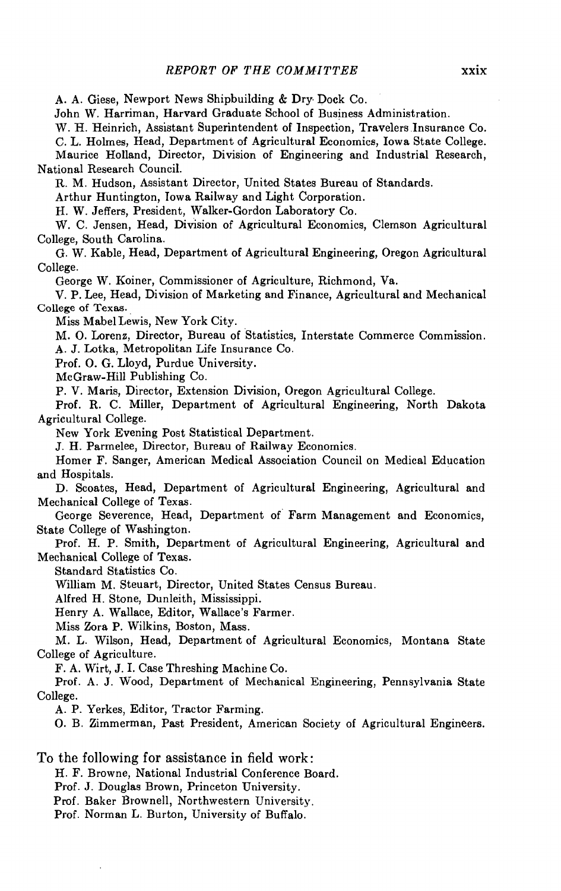A. A. Giese, Newport News Shipbuilding & Dry Dock Co.

John W. Harriman, Harvard Graduate School of Business Administration.

W. H. Heinrich, Assistant Superintendent of Inspection, Travelers Insurance Co.

C. L. Holmes, Head, Department of Agricultural Economics, Iowa State College.

Maurice Holland, Director, Division of Engineering and Industrial Research, National Research Council.

R. M. Hudson, Assistant Director, United States Bureau of Standards.

Arthur Huntington, Iowa Railway and Light Corporation.

H. W. Jeffers, President, Walker-Gordon Laboratory Co.

W. C. Jensen, Head, Division of Agricultural Economics, Clemson Agricultural College, South Carolina.

G. W. Kable, Head, Department of Agricultural Engineering, Oregon Agricultural College.

George W. Koiner, Commissioner of Agriculture, Richmond, Va.

V. P. Lee, Head, Division of Marketing and Finance, Agricultural and Mechanical College of Texas.

Miss Mabel Lewis, New York City.

M. O. Lorenz, Director, Bureau of Statistics, Interstate Commerce Commission.

A. J. Lotka, Metropolitan Life Insurance Co.

Prof. O. G. Lloyd, Purdue University.

McGraw-Hill Publishing Co.

P. V. Maris, Director, Extension Division, Oregon Agricultural College.

Prof. R. C. Miller, Department of Agricultural Engineering, North Dakota Agricultural College.

New York Evening Post Statistical Department.

J. H. Parmelee, Director, Bureau of Railway Economics.

Homer F. Sanger, American Medical Association Council on Medical Education and Hospitals.

D. Scoates, Head, Department of Agricultural Engineering, Agricultural and Mechanical College of Texas.

George Severence, Head, Department of Farm Management and Economics, State College of Washington.

Prof. H. P. Smith, Department of Agricultural Engineering, Agricultural and Mechanical College of Texas.

Standard Statistics Co.

William M. Steuart, Director, United States Census Bureau.

Alfred H. Stone, Dunleith, Mississippi.

Henry A. Wallace, Editor, Wallace's Farmer.

Miss Zora P. Wilkins, Boston, Mass.

M. L. Wilson, Head, Department of Agricultural Economics, Montana State College of Agriculture.

F. A. Wirt, J. I. Case Threshing Machine Co.

Prof. A. J. Wood, Department of Mechanical Engineering, Pennsylvania State College.

A. P. Yerkes, Editor, Tractor Farming.

O. B. Zimmerman, Past President, American Society of Agricultural Engineers.

To the following for assistance in field work:

H. F. Browne, National Industrial Conference Board.

Prof. J. Douglas Brown, Princeton University.

Prof. Baker Brownell, Northwestern University.

Prof. Norman L. Burton, University of Buffalo.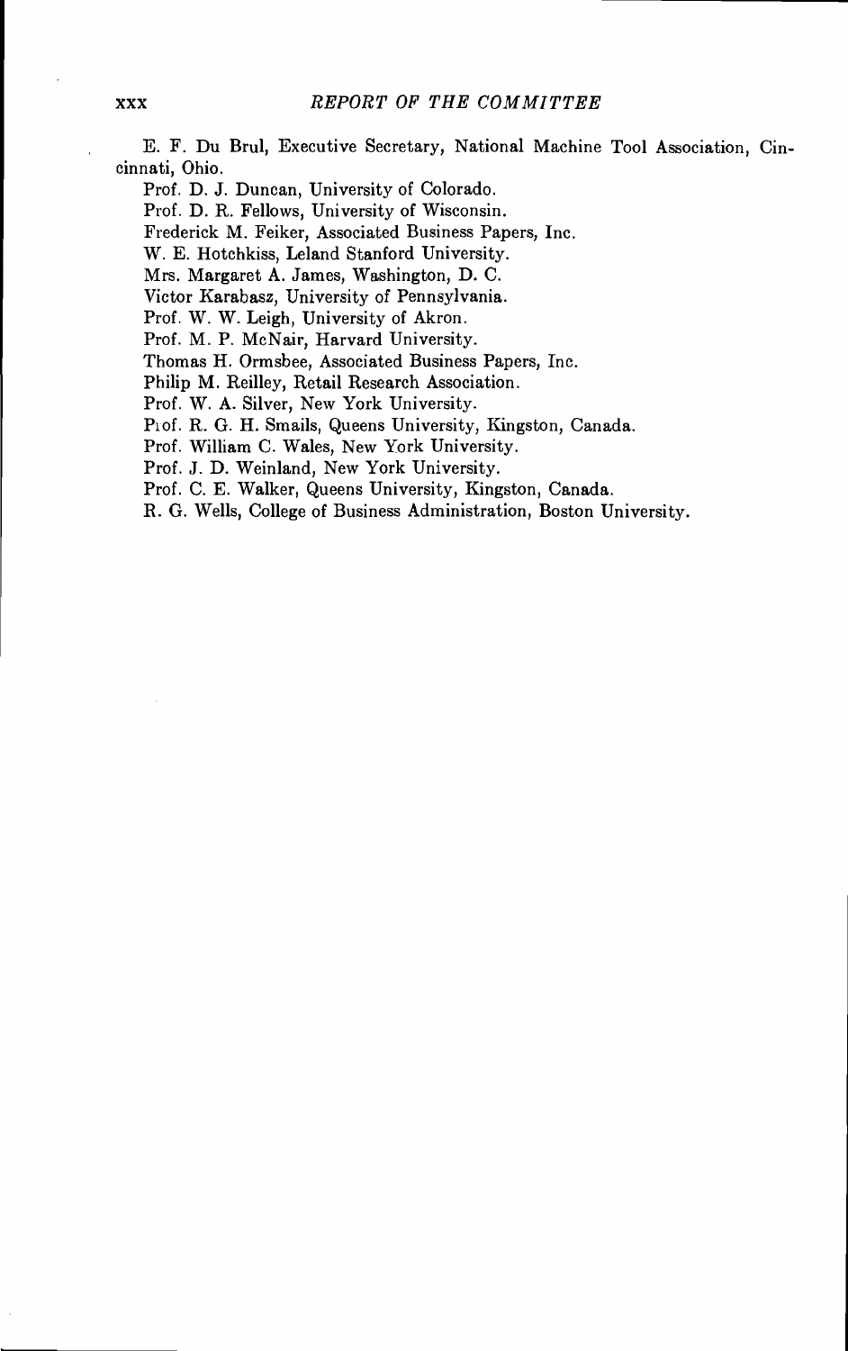E. F. Du Brul, Executive Secretary, National Machine Tool Association, Cincinnati, Ohio.

Prof. D. J. Duncan, University of Colorado.

Prof. D. R. Fellows, University of Wisconsin.

Frederick M. Feiker, Associated Business Papers, Inc.

W. E. Hotchkiss, Leland Stanford University.

Mrs. Margaret A. James, Washington, D. C.

Victor Karabasz, University of Pennsylvania.

Prof. W. W. Leigh, University of Akron.

Prof. M. P. McNair, Harvard University.

Thomas H. Ormsbee, Associated Business Papers, Inc.

Philip M. Reilley, Retail Research Association.

Prof. W. A. Silver, New York University.

Prof. R. G. H. Smails, Queens University, Kingston, Canada.

Prof. William C. Wales, New York University.

Prof. J. D. Weinland, New York University.

Prof. C. E. Walker, Queens University, Kingston, Canada.

R. G. Wells, College of Business Administration, Boston University.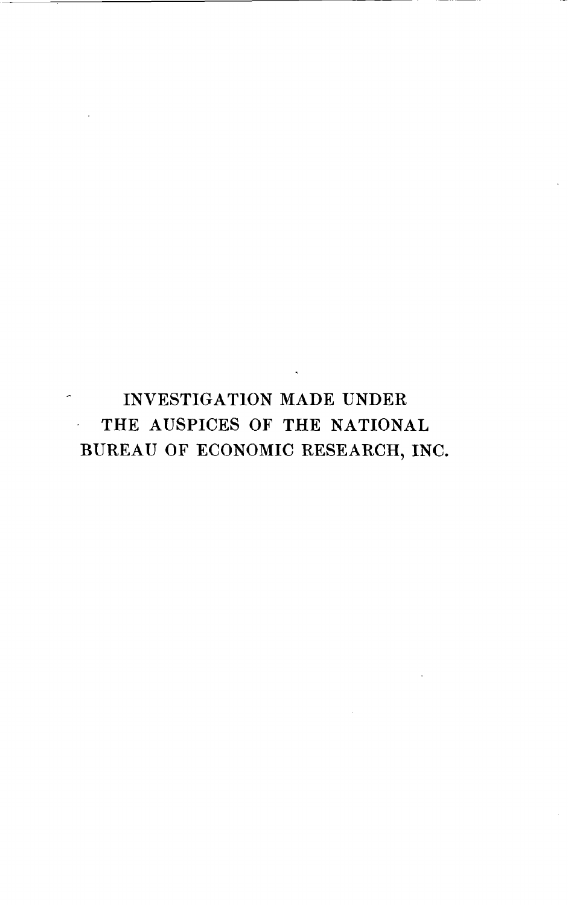INVESTIGATION MADE UNDER THE AUSPICES OF THE NATIONAL BUREAU OF ECONOMIC RESEARCH, INC.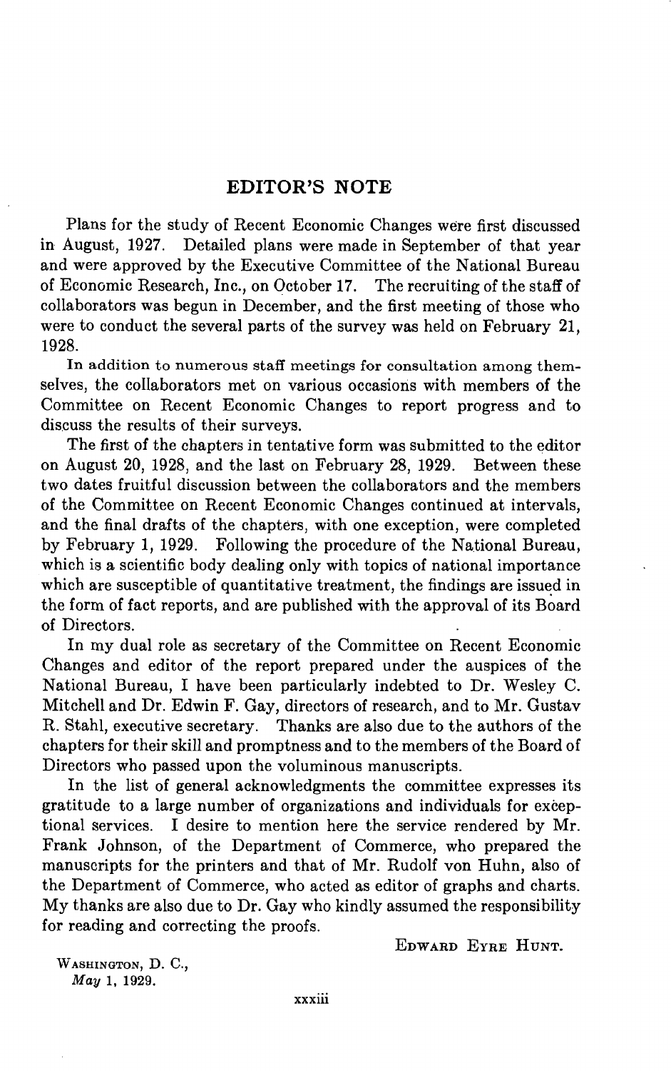## EDITOR'S NOTE

Plans for the study of Recent Economic Changes were first discussed in August, 1927. Detailed plans were made in September of that year and were approved by the Executive Committee of the National Bureau of Economic Research, Inc., on October 17. The recruiting of the staff of collaborators was begun in December, and the first meeting of those who were to conduct the several parts of the survey was held on February 21, 1928.

In addition to numerous staff meetings for consultation among themselves, the collaborators met on various occasions with members of the Committee on Recent Economic Changes to report progress and to discuss the results of their surveys.

The first of the chapters in tentative form was submitted to the editor on August 20, 1928, and the last on February 28, 1929. Between these two dates fruitful discussion between the collaborators and the members of the Committee on Recent Economic Changes continued at intervals, and the final drafts of the chapters, with one exception, were completed by February 1, 1929. Following the procedure of the National Bureau, which is a scientific body dealing only with topics of national importance which are susceptible of quantitative treatment, the findings are issued in the form of fact reports, and are published with the approval of its Board of Directors.

In my dual role as secretary of the Committee on Recent Economic Changes and editor of the report prepared under the auspices of the National Bureau, I have been particularly indebted to Dr. Wesley C. Mitchell and Dr. Edwin F. Gay, directors of research, and to Mr. Gustav R. Stahl, executive secretary. Thanks are also due to the authors of the chapters for their skill and promptness and to the members of the Board of Directors who passed upon the voluminous manuscripts.

In the list of general acknowledgments the committee expresses its gratitude to a large number of organizations and individuals for exceptional services. I desire to mention here the service rendered by Mr. Frank Johnson, of the Department of Commerce, who prepared the manuscripts for the printers and that of Mr. Rudolf von Huhn, also of the Department of Commerce, who acted as editor of graphs and charts. My thanks are also due to Dr. Gay who kindly assumed the responsibility for reading and correcting the proofs.

EDWARD EYRE HUNT.

WASHINGTON, D. C.,
*May* 1, 1929.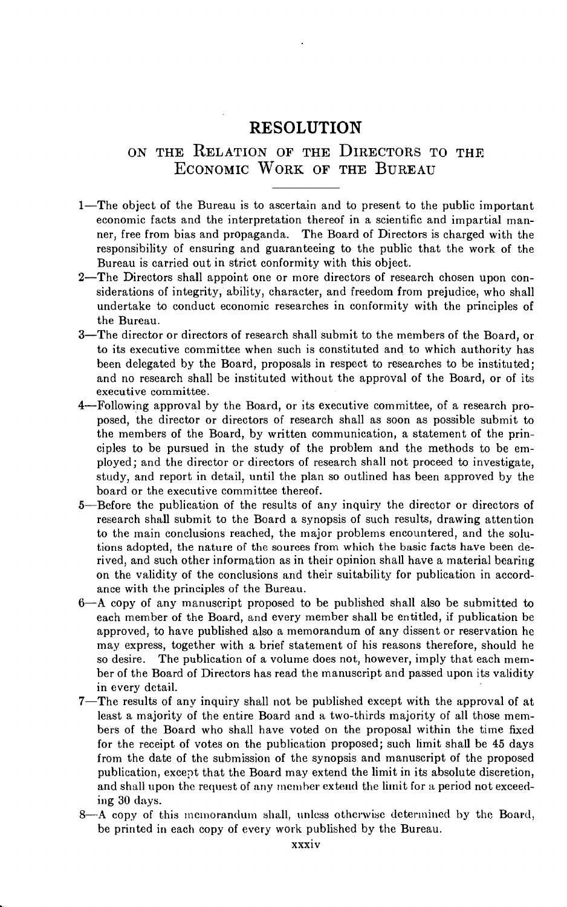# RESOLUTION

## ON THE RELATION OF THE DIRECTORS TO THE ECONOMIC WORK OF THE BUREAU

1—The object of the Bureau is to ascertain and to present to the public important economic facts and the interpretation thereof in a scientific and impartial manner, free from bias and propaganda. The Board of Directors is charged with the responsibility of ensuring and guaranteeing to the public that the work of the Bureau is carried out in strict conformity with this object.

2—The Directors shall appoint one or more directors of research chosen upon considerations of integrity, ability, character, and freedom from prejudice, who shall undertake to conduct economic researches in conformity with the principles of the Bureau.

3—The director or directors of research shall submit to the members of the Board, or to its executive committee when such is constituted and to which authority has been delegated by the Board, proposals in respect to researches to be instituted; and no research shall be instituted without the approval of the Board, or of its executive committee.

4—Following approval by the Board, or its executive committee, of a research proposed, the director or directors of research shall as soon as possible submit to the members of the Board, by written communication, a statement of the principles to be pursued in the study of the problem and the methods to be employed; and the director or directors of research shall not proceed to investigate, study, and report in detail, until the plan so outlined has been approved by the board or the executive committee thereof.

5—Before the publication of the results of any inquiry the director or directors of research shall submit to the Board a synopsis of such results, drawing attention to the main conclusions reached, the major problems encountered, and the solutions adopted, the nature of the sources from which the basic facts have been derived, and such other information as in their opinion shall have a material bearing on the validity of the conclusions and their suitability for publication in accordance with the principles of the Bureau.

6—A copy of any manuscript proposed to be published shall also be submitted to each member of the Board, and every member shall be entitled, if publication be approved, to have published also a memorandum of any dissent or reservation he may express, together with a brief statement of his reasons therefore, should he so desire. The publication of a volume does not, however, imply that each member of the Board of Directors has read the manuscript and passed upon its validity in every detail.

7—The results of any inquiry shall not be published except with the approval of at least a majority of the entire Board and a two-thirds majority of all those members of the Board who shall have voted on the proposal within the time fixed for the receipt of votes on the publication proposed; such limit shall be 45 days from the date of the submission of the synopsis and manuscript of the proposed publication, except that the Board may extend the limit in its absolute discretion, and shall upon the request of any member extend the limit for a period not exceeding 30 days.

8—A copy of this memorandum shall, unless otherwise determined by the Board, be printed in each copy of every work published by the Bureau.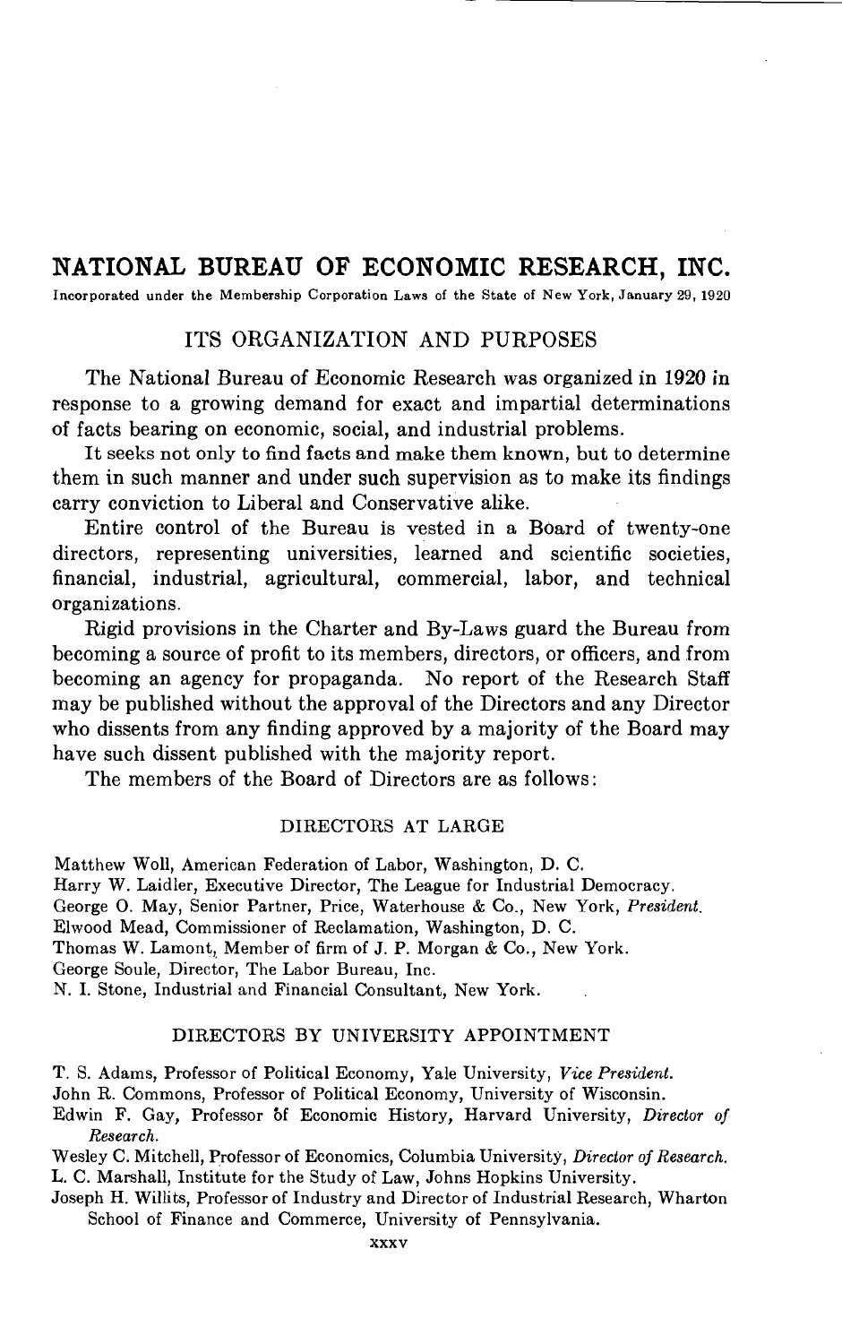# NATIONAL BUREAU OF ECONOMIC RESEARCH, INC.

Incorporated under the Membership Corporation Laws of the State of New York, January 29, 1920

## ITS ORGANIZATION AND PURPOSES

The National Bureau of Economic Research was organized in 1920 in response to a growing demand for exact and impartial determinations of facts bearing on economic, social, and industrial problems.

It seeks not only to find facts and make them known, but to determine them in such manner and under such supervision as to make its findings carry conviction to Liberal and Conservative alike.

Entire control of the Bureau is vested in a Board of twenty-one directors, representing universities, learned and scientific societies, financial, industrial, agricultural, commercial, labor, and technical organizations.

Rigid provisions in the Charter and By-Laws guard the Bureau from becoming a source of profit to its members, directors, or officers, and from becoming an agency for propaganda. No report of the Research Staff may be published without the approval of the Directors and any Director who dissents from any finding approved by a majority of the Board may have such dissent published with the majority report.

The members of the Board of Directors are as follows:

### DIRECTORS AT LARGE

Matthew Woll, American Federation of Labor, Washington, D. C.
Harry W. Laidler, Executive Director, The League for Industrial Democracy.
George O. May, Senior Partner, Price, Waterhouse & Co., New York, *President.*
Elwood Mead, Commissioner of Reclamation, Washington, D. C.
Thomas W. Lamont, Member of firm of J. P. Morgan & Co., New York.
George Soule, Director, The Labor Bureau, Inc.
N. I. Stone, Industrial and Financial Consultant, New York.

### DIRECTORS BY UNIVERSITY APPOINTMENT

T. S. Adams, Professor of Political Economy, Yale University, *Vice President.*
John R. Commons, Professor of Political Economy, University of Wisconsin.
Edwin F. Gay, Professor of Economic History, Harvard University, *Director of Research.*
Wesley C. Mitchell, Professor of Economics, Columbia University, *Director of Research.*
L. C. Marshall, Institute for the Study of Law, Johns Hopkins University.
Joseph H. Willits, Professor of Industry and Director of Industrial Research, Wharton School of Finance and Commerce, University of Pennsylvania.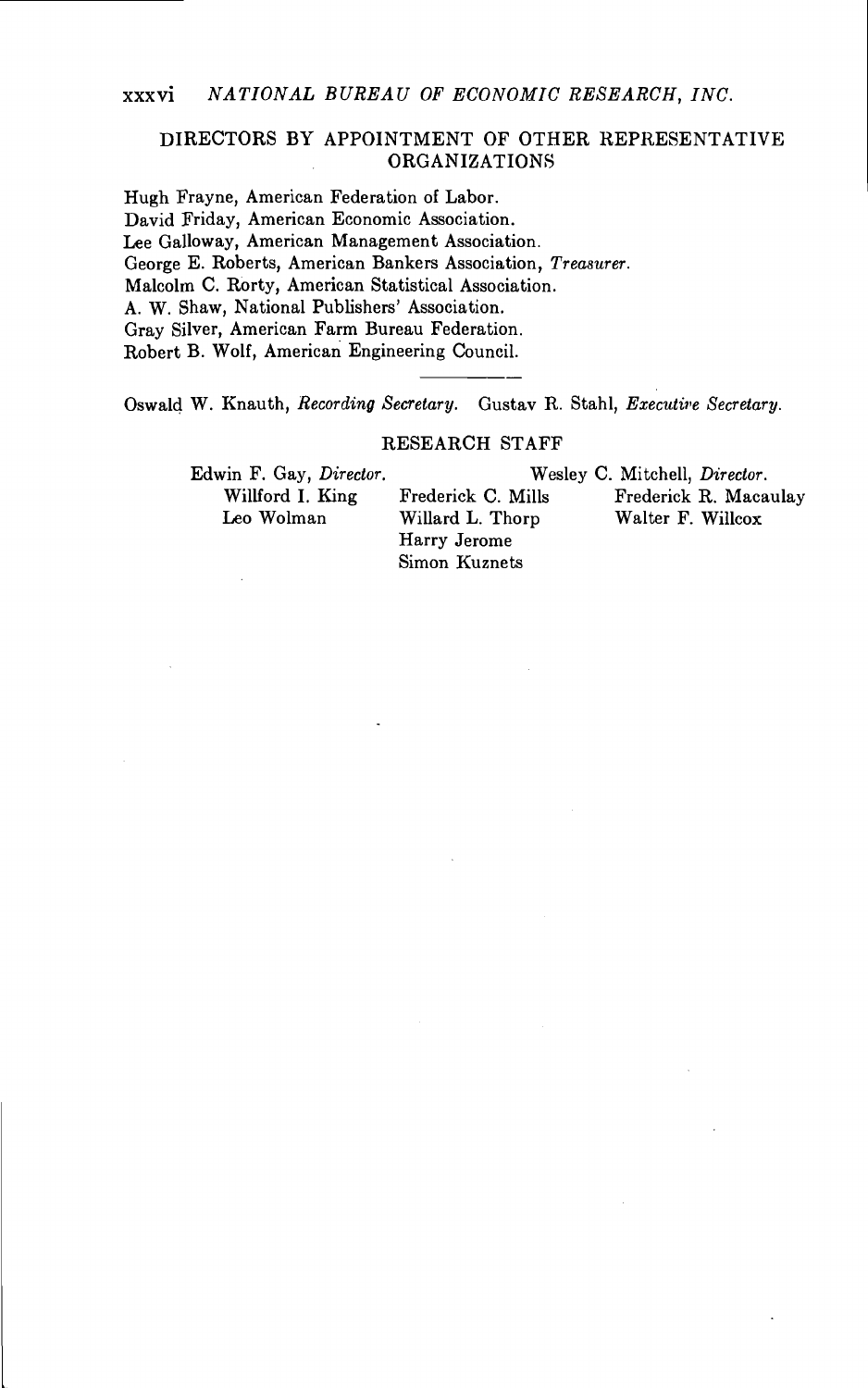## DIRECTORS BY APPOINTMENT OF OTHER REPRESENTATIVE ORGANIZATIONS

Hugh Frayne, American Federation of Labor.
David Friday, American Economic Association.
Lee Galloway, American Management Association.
George E. Roberts, American Bankers Association, *Treasurer*.
Malcolm C. Rorty, American Statistical Association.
A. W. Shaw, National Publishers' Association.
Gray Silver, American Farm Bureau Federation.
Robert B. Wolf, American Engineering Council.

---

Oswald W. Knauth, *Recording Secretary*. Gustav R. Stahl, *Executive Secretary*.

## RESEARCH STAFF

Edwin F. Gay, *Director*.
Wesley C. Mitchell, *Director*.

Willford I. King
Leo Wolman
Frederick C. Mills
Willard L. Thorp
Harry Jerome
Simon Kuznets
Frederick R. Macaulay
Walter F. Willcox